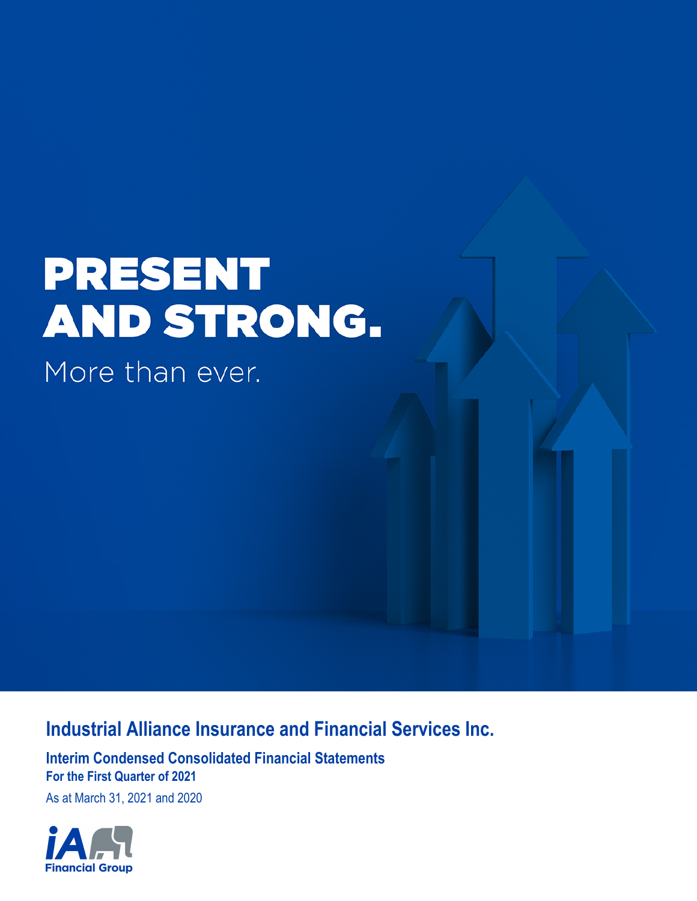# PRESENT AND STRONG.

More than ever.

## Industrial Alliance Insurance and Financial Services Inc.

### Interim Condensed Consolidated Financial Statements

**For the First Quarter of 2021**

As at March 31, 2021 and 2020

iA Financial Group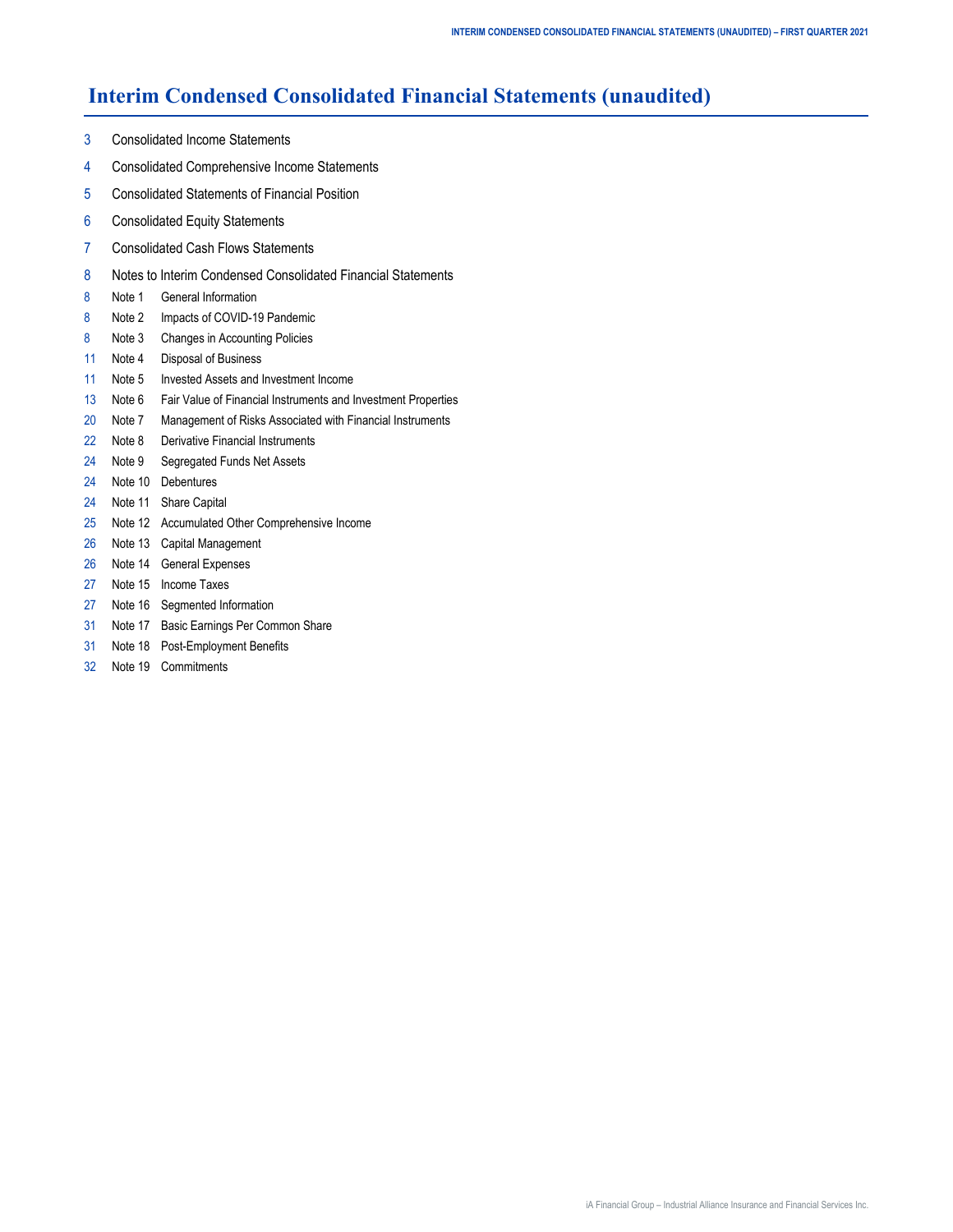# Interim Condensed Consolidated Financial Statements (unaudited)

| | |
|---|---|
| 3 | Consolidated Income Statements |
| 4 | Consolidated Comprehensive Income Statements |
| 5 | Consolidated Statements of Financial Position |
| 6 | Consolidated Equity Statements |
| 7 | Consolidated Cash Flows Statements |
| 8 | Notes to Interim Condensed Consolidated Financial Statements |
| 8 | Note 1 General Information |
| 8 | Note 2 Impacts of COVID-19 Pandemic |
| 8 | Note 3 Changes in Accounting Policies |
| 11 | Note 4 Disposal of Business |
| 11 | Note 5 Invested Assets and Investment Income |
| 13 | Note 6 Fair Value of Financial Instruments and Investment Properties |
| 20 | Note 7 Management of Risks Associated with Financial Instruments |
| 22 | Note 8 Derivative Financial Instruments |
| 24 | Note 9 Segregated Funds Net Assets |
| 24 | Note 10 Debentures |
| 24 | Note 11 Share Capital |
| 25 | Note 12 Accumulated Other Comprehensive Income |
| 26 | Note 13 Capital Management |
| 26 | Note 14 General Expenses |
| 27 | Note 15 Income Taxes |
| 27 | Note 16 Segmented Information |
| 31 | Note 17 Basic Earnings Per Common Share |
| 31 | Note 18 Post-Employment Benefits |
| 32 | Note 19 Commitments |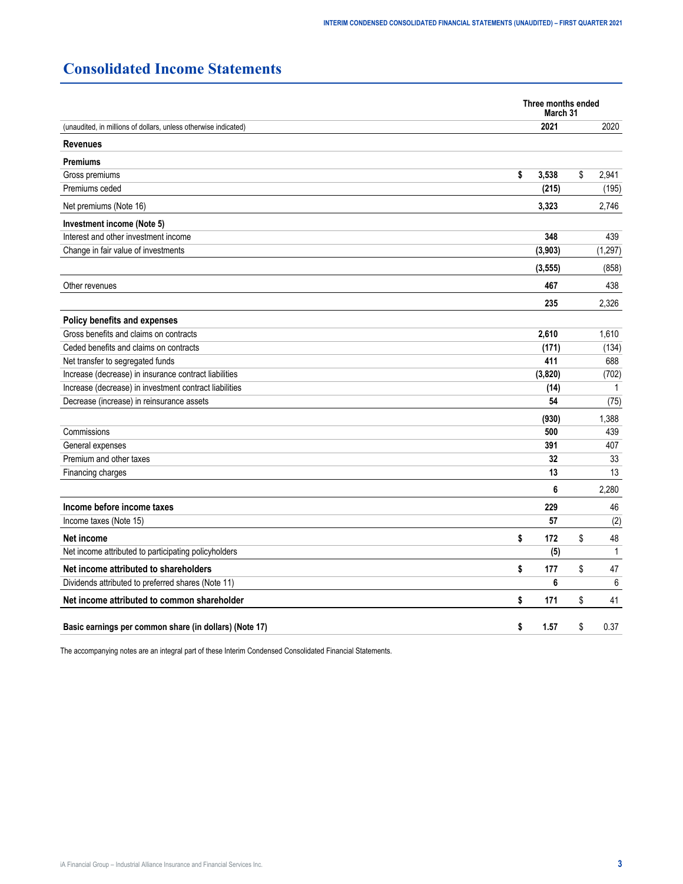# Consolidated Income Statements

| (unaudited, in millions of dollars, unless otherwise indicated) | Three months ended March 31 2021 | 2020 |
|---|---|---|
| **Revenues** | | |
| **Premiums** | | |
| Gross premiums | **$ 3,538** | $ 2,941 |
| Premiums ceded | **(215)** | (195) |
| Net premiums (Note 16) | **3,323** | 2,746 |
| **Investment income (Note 5)** | | |
| Interest and other investment income | **348** | 439 |
| Change in fair value of investments | **(3,903)** | (1,297) |
| | **(3,555)** | (858) |
| Other revenues | **467** | 438 |
| | **235** | 2,326 |
| **Policy benefits and expenses** | | |
| Gross benefits and claims on contracts | **2,610** | 1,610 |
| Ceded benefits and claims on contracts | **(171)** | (134) |
| Net transfer to segregated funds | **411** | 688 |
| Increase (decrease) in insurance contract liabilities | **(3,820)** | (702) |
| Increase (decrease) in investment contract liabilities | **(14)** | 1 |
| Decrease (increase) in reinsurance assets | **54** | (75) |
| | **(930)** | 1,388 |
| Commissions | **500** | 439 |
| General expenses | **391** | 407 |
| Premium and other taxes | **32** | 33 |
| Financing charges | **13** | 13 |
| | **6** | 2,280 |
| **Income before income taxes** | **229** | 46 |
| Income taxes (Note 15) | **57** | (2) |
| **Net income** | **$ 172** | $ 48 |
| Net income attributed to participating policyholders | **(5)** | 1 |
| **Net income attributed to shareholders** | **$ 177** | $ 47 |
| Dividends attributed to preferred shares (Note 11) | **6** | 6 |
| **Net income attributed to common shareholder** | **$ 171** | $ 41 |
| **Basic earnings per common share (in dollars) (Note 17)** | **$ 1.57** | $ 0.37 |

The accompanying notes are an integral part of these Interim Condensed Consolidated Financial Statements.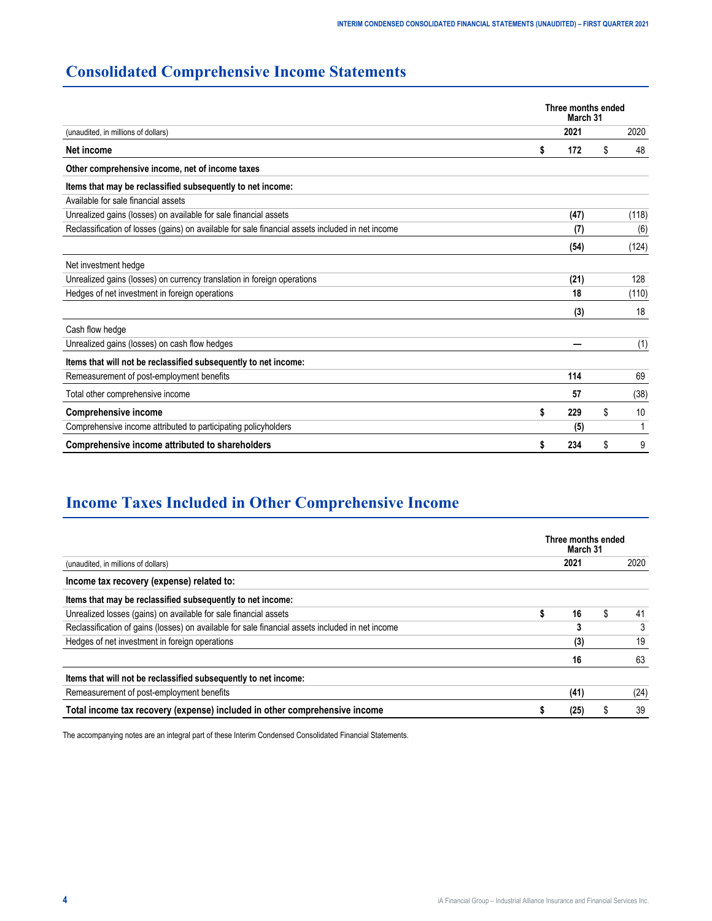# Consolidated Comprehensive Income Statements

| (unaudited, in millions of dollars) | Three months ended March 31 2021 | 2020 |
|---|---|---|
| **Net income** | **$ 172** | $ 48 |
| **Other comprehensive income, net of income taxes** | | |
| **Items that may be reclassified subsequently to net income:** | | |
| Available for sale financial assets | | |
| Unrealized gains (losses) on available for sale financial assets | **(47)** | (118) |
| Reclassification of losses (gains) on available for sale financial assets included in net income | **(7)** | (6) |
| | **(54)** | (124) |
| Net investment hedge | | |
| Unrealized gains (losses) on currency translation in foreign operations | **(21)** | 128 |
| Hedges of net investment in foreign operations | **18** | (110) |
| | **(3)** | 18 |
| Cash flow hedge | | |
| Unrealized gains (losses) on cash flow hedges | **—** | (1) |
| **Items that will not be reclassified subsequently to net income:** | | |
| Remeasurement of post-employment benefits | **114** | 69 |
| Total other comprehensive income | **57** | (38) |
| **Comprehensive income** | **$ 229** | $ 10 |
| Comprehensive income attributed to participating policyholders | **(5)** | 1 |
| **Comprehensive income attributed to shareholders** | **$ 234** | $ 9 |

# Income Taxes Included in Other Comprehensive Income

| (unaudited, in millions of dollars) | Three months ended March 31 2021 | 2020 |
|---|---|---|
| **Income tax recovery (expense) related to:** | | |
| **Items that may be reclassified subsequently to net income:** | | |
| Unrealized losses (gains) on available for sale financial assets | **$ 16** | $ 41 |
| Reclassification of gains (losses) on available for sale financial assets included in net income | **3** | 3 |
| Hedges of net investment in foreign operations | **(3)** | 19 |
| | **16** | 63 |
| **Items that will not be reclassified subsequently to net income:** | | |
| Remeasurement of post-employment benefits | **(41)** | (24) |
| **Total income tax recovery (expense) included in other comprehensive income** | **$ (25)** | $ 39 |

The accompanying notes are an integral part of these Interim Condensed Consolidated Financial Statements.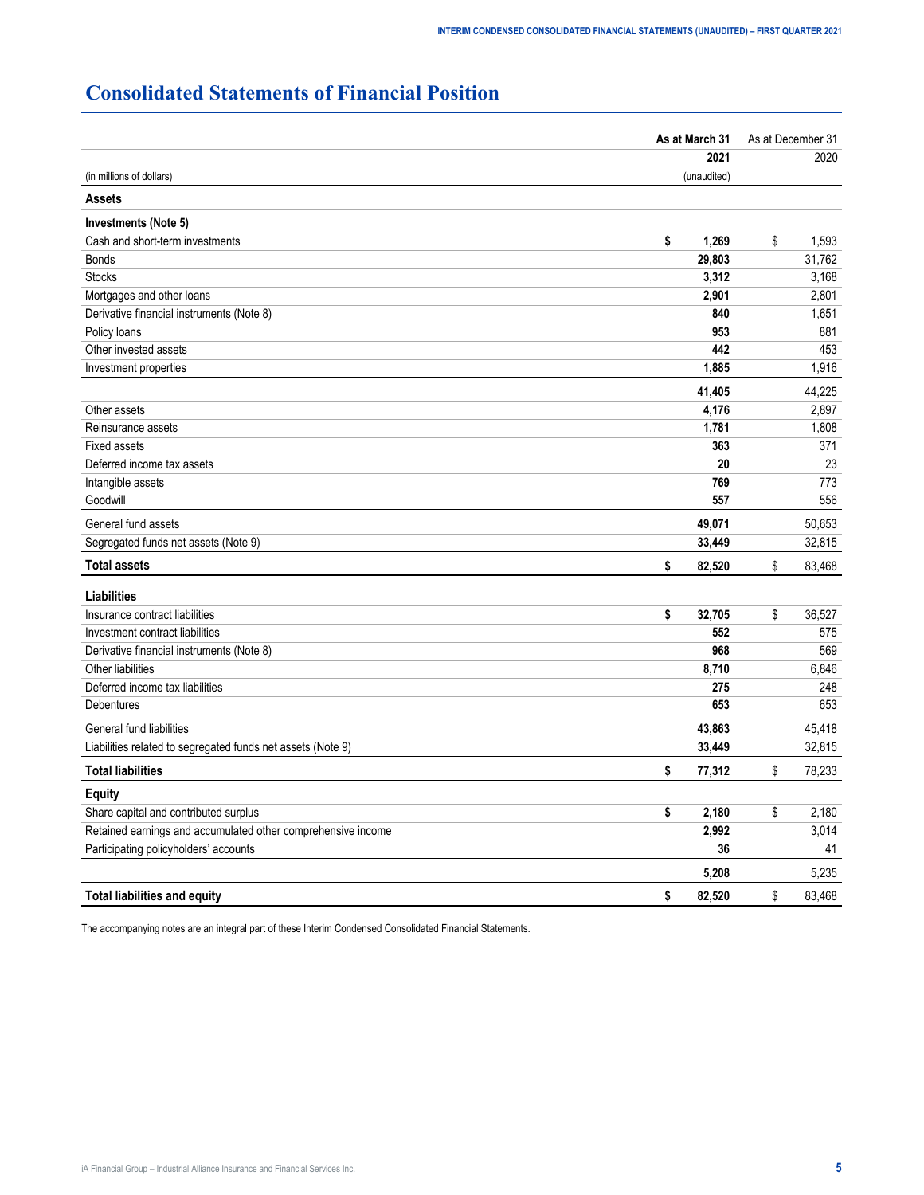# Consolidated Statements of Financial Position

| (in millions of dollars) | As at March 31<br>2021<br>(unaudited) | As at December 31<br>2020 |
|---|---|---|
| **Assets** | | |
| **Investments (Note 5)** | | |
| Cash and short-term investments | **$ 1,269** | $ 1,593 |
| Bonds | **29,803** | 31,762 |
| Stocks | **3,312** | 3,168 |
| Mortgages and other loans | **2,901** | 2,801 |
| Derivative financial instruments (Note 8) | **840** | 1,651 |
| Policy loans | **953** | 881 |
| Other invested assets | **442** | 453 |
| Investment properties | **1,885** | 1,916 |
| | **41,405** | 44,225 |
| Other assets | **4,176** | 2,897 |
| Reinsurance assets | **1,781** | 1,808 |
| Fixed assets | **363** | 371 |
| Deferred income tax assets | **20** | 23 |
| Intangible assets | **769** | 773 |
| Goodwill | **557** | 556 |
| General fund assets | **49,071** | 50,653 |
| Segregated funds net assets (Note 9) | **33,449** | 32,815 |
| **Total assets** | **$ 82,520** | $ 83,468 |
| **Liabilities** | | |
| Insurance contract liabilities | **$ 32,705** | $ 36,527 |
| Investment contract liabilities | **552** | 575 |
| Derivative financial instruments (Note 8) | **968** | 569 |
| Other liabilities | **8,710** | 6,846 |
| Deferred income tax liabilities | **275** | 248 |
| Debentures | **653** | 653 |
| General fund liabilities | **43,863** | 45,418 |
| Liabilities related to segregated funds net assets (Note 9) | **33,449** | 32,815 |
| **Total liabilities** | **$ 77,312** | $ 78,233 |
| **Equity** | | |
| Share capital and contributed surplus | **$ 2,180** | $ 2,180 |
| Retained earnings and accumulated other comprehensive income | **2,992** | 3,014 |
| Participating policyholders' accounts | **36** | 41 |
| | **5,208** | 5,235 |
| **Total liabilities and equity** | **$ 82,520** | $ 83,468 |

The accompanying notes are an integral part of these Interim Condensed Consolidated Financial Statements.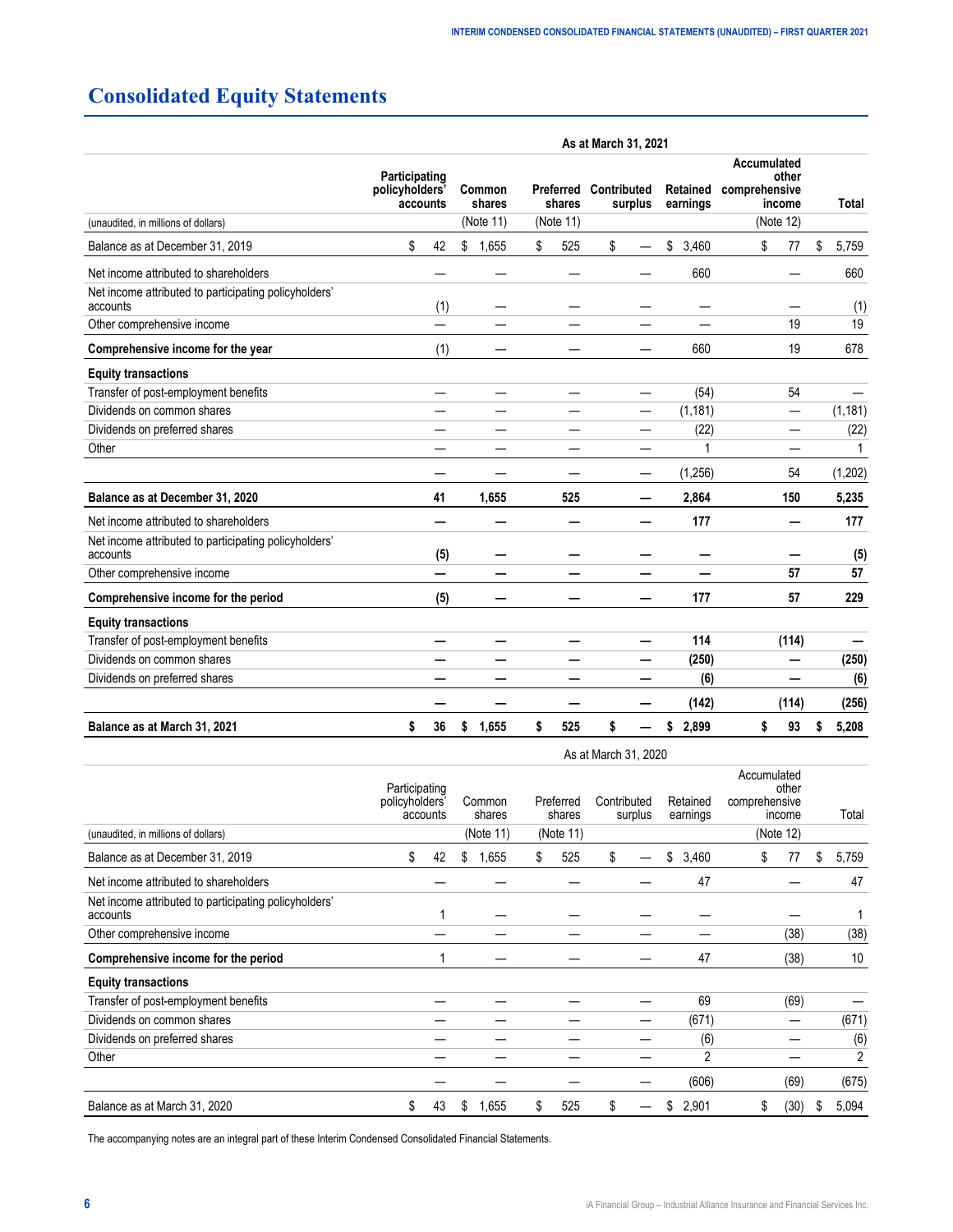# Consolidated Equity Statements

| | As at March 31, 2021 | | | | | | |
|---|---|---|---|---|---|---|---|
| (unaudited, in millions of dollars) | Participating policyholders' accounts | Common shares (Note 11) | Preferred shares (Note 11) | Contributed surplus | Retained earnings | Accumulated other comprehensive income (Note 12) | Total |
| Balance as at December 31, 2019 | $ 42 | $ 1,655 | $ 525 | $ — | $ 3,460 | $ 77 | $ 5,759 |
| Net income attributed to shareholders | — | — | — | — | 660 | — | 660 |
| Net income attributed to participating policyholders' accounts | (1) | — | — | — | — | — | (1) |
| Other comprehensive income | — | — | — | — | — | 19 | 19 |
| **Comprehensive income for the year** | (1) | — | — | — | 660 | 19 | 678 |
| **Equity transactions** | | | | | | | |
| Transfer of post-employment benefits | — | — | — | — | (54) | 54 | — |
| Dividends on common shares | — | — | — | — | (1,181) | — | (1,181) |
| Dividends on preferred shares | — | — | — | — | (22) | — | (22) |
| Other | — | — | — | — | 1 | — | 1 |
| | — | — | — | — | (1,256) | 54 | (1,202) |
| **Balance as at December 31, 2020** | **41** | **1,655** | **525** | **—** | **2,864** | **150** | **5,235** |
| Net income attributed to shareholders | **—** | **—** | **—** | **—** | **177** | **—** | **177** |
| Net income attributed to participating policyholders' accounts | **(5)** | **—** | **—** | **—** | **—** | **—** | **(5)** |
| Other comprehensive income | **—** | **—** | **—** | **—** | **—** | **57** | **57** |
| **Comprehensive income for the period** | **(5)** | **—** | **—** | **—** | **177** | **57** | **229** |
| **Equity transactions** | | | | | | | |
| Transfer of post-employment benefits | **—** | **—** | **—** | **—** | **114** | **(114)** | **—** |
| Dividends on common shares | **—** | **—** | **—** | **—** | **(250)** | **—** | **(250)** |
| Dividends on preferred shares | **—** | **—** | **—** | **—** | **(6)** | **—** | **(6)** |
| | **—** | **—** | **—** | **—** | **(142)** | **(114)** | **(256)** |
| **Balance as at March 31, 2021** | **$ 36** | **$ 1,655** | **$ 525** | **$ —** | **$ 2,899** | **$ 93** | **$ 5,208** |

| | As at March 31, 2020 | | | | | | |
|---|---|---|---|---|---|---|---|
| (unaudited, in millions of dollars) | Participating policyholders' accounts | Common shares (Note 11) | Preferred shares (Note 11) | Contributed surplus | Retained earnings | Accumulated other comprehensive income (Note 12) | Total |
| Balance as at December 31, 2019 | $ 42 | $ 1,655 | $ 525 | $ — | $ 3,460 | $ 77 | $ 5,759 |
| Net income attributed to shareholders | — | — | — | — | 47 | — | 47 |
| Net income attributed to participating policyholders' accounts | 1 | — | — | — | — | — | 1 |
| Other comprehensive income | — | — | — | — | — | (38) | (38) |
| **Comprehensive income for the period** | 1 | — | — | — | 47 | (38) | 10 |
| **Equity transactions** | | | | | | | |
| Transfer of post-employment benefits | — | — | — | — | 69 | (69) | — |
| Dividends on common shares | — | — | — | — | (671) | — | (671) |
| Dividends on preferred shares | — | — | — | — | (6) | — | (6) |
| Other | — | — | — | — | 2 | — | 2 |
| | — | — | — | — | (606) | (69) | (675) |
| Balance as at March 31, 2020 | $ 43 | $ 1,655 | $ 525 | $ — | $ 2,901 | $ (30) | $ 5,094 |

The accompanying notes are an integral part of these Interim Condensed Consolidated Financial Statements.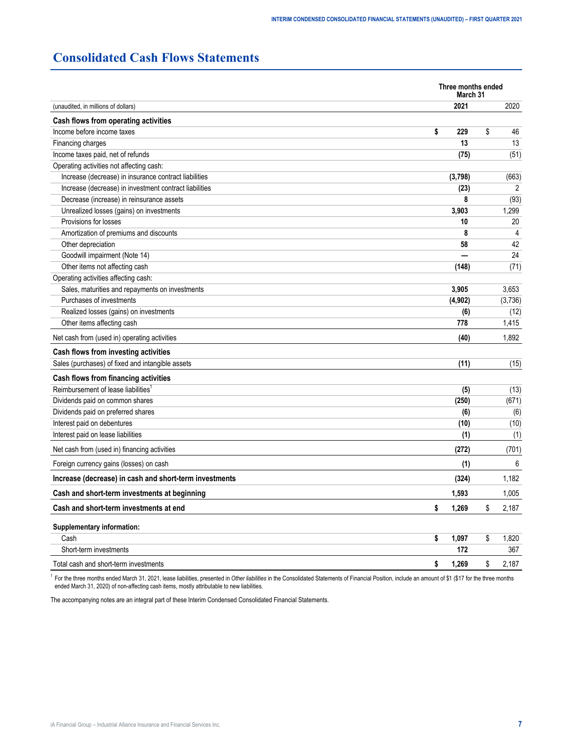# Consolidated Cash Flows Statements

| (unaudited, in millions of dollars) | Three months ended March 31 2021 | 2020 |
|---|---|---|
| **Cash flows from operating activities** | | |
| Income before income taxes | **$ 229** | $ 46 |
| Financing charges | **13** | 13 |
| Income taxes paid, net of refunds | **(75)** | (51) |
| Operating activities not affecting cash: | | |
| Increase (decrease) in insurance contract liabilities | **(3,798)** | (663) |
| Increase (decrease) in investment contract liabilities | **(23)** | 2 |
| Decrease (increase) in reinsurance assets | **8** | (93) |
| Unrealized losses (gains) on investments | **3,903** | 1,299 |
| Provisions for losses | **10** | 20 |
| Amortization of premiums and discounts | **8** | 4 |
| Other depreciation | **58** | 42 |
| Goodwill impairment (Note 14) | **—** | 24 |
| Other items not affecting cash | **(148)** | (71) |
| Operating activities affecting cash: | | |
| Sales, maturities and repayments on investments | **3,905** | 3,653 |
| Purchases of investments | **(4,902)** | (3,736) |
| Realized losses (gains) on investments | **(6)** | (12) |
| Other items affecting cash | **778** | 1,415 |
| Net cash from (used in) operating activities | **(40)** | 1,892 |
| **Cash flows from investing activities** | | |
| Sales (purchases) of fixed and intangible assets | **(11)** | (15) |
| **Cash flows from financing activities** | | |
| Reimbursement of lease liabilities[1] | **(5)** | (13) |
| Dividends paid on common shares | **(250)** | (671) |
| Dividends paid on preferred shares | **(6)** | (6) |
| Interest paid on debentures | **(10)** | (10) |
| Interest paid on lease liabilities | **(1)** | (1) |
| Net cash from (used in) financing activities | **(272)** | (701) |
| Foreign currency gains (losses) on cash | **(1)** | 6 |
| **Increase (decrease) in cash and short-term investments** | **(324)** | 1,182 |
| **Cash and short-term investments at beginning** | **1,593** | 1,005 |
| **Cash and short-term investments at end** | **$ 1,269** | $ 2,187 |
| **Supplementary information:** | | |
| Cash | **$ 1,097** | $ 1,820 |
| Short-term investments | **172** | 367 |
| Total cash and short-term investments | **$ 1,269** | $ 2,187 |

[1] For the three months ended March 31, 2021, lease liabilities, presented in *Other liabilities* in the Consolidated Statements of Financial Position, include an amount of $1 ($17 for the three months ended March 31, 2020) of non-affecting cash items, mostly attributable to new liabilities.

The accompanying notes are an integral part of these Interim Condensed Consolidated Financial Statements.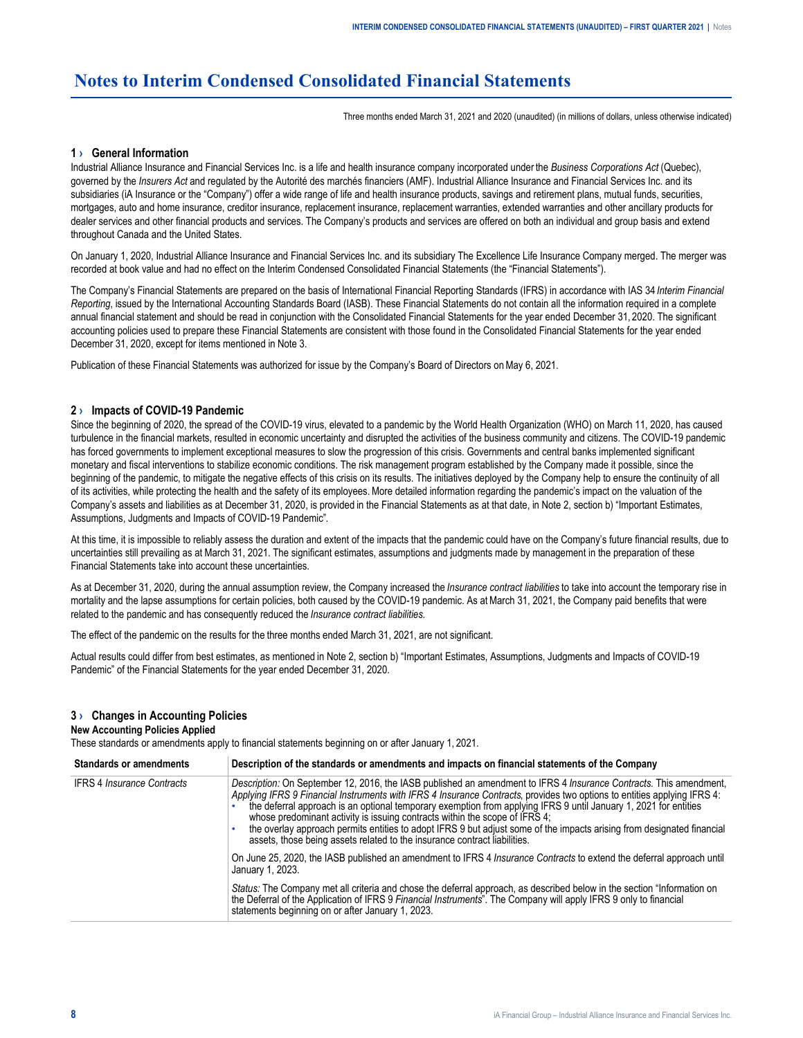# Notes to Interim Condensed Consolidated Financial Statements

Three months ended March 31, 2021 and 2020 (unaudited) (in millions of dollars, unless otherwise indicated)

## 1 › General Information

Industrial Alliance Insurance and Financial Services Inc. is a life and health insurance company incorporated under the *Business Corporations Act* (Quebec), governed by the *Insurers Act* and regulated by the Autorité des marchés financiers (AMF). Industrial Alliance Insurance and Financial Services Inc. and its subsidiaries (iA Insurance or the "Company") offer a wide range of life and health insurance products, savings and retirement plans, mutual funds, securities, mortgages, auto and home insurance, creditor insurance, replacement insurance, replacement warranties, extended warranties and other ancillary products for dealer services and other financial products and services. The Company's products and services are offered on both an individual and group basis and extend throughout Canada and the United States.

On January 1, 2020, Industrial Alliance Insurance and Financial Services Inc. and its subsidiary The Excellence Life Insurance Company merged. The merger was recorded at book value and had no effect on the Interim Condensed Consolidated Financial Statements (the "Financial Statements").

The Company's Financial Statements are prepared on the basis of International Financial Reporting Standards (IFRS) in accordance with IAS 34 *Interim Financial Reporting*, issued by the International Accounting Standards Board (IASB). These Financial Statements do not contain all the information required in a complete annual financial statement and should be read in conjunction with the Consolidated Financial Statements for the year ended December 31, 2020. The significant accounting policies used to prepare these Financial Statements are consistent with those found in the Consolidated Financial Statements for the year ended December 31, 2020, except for items mentioned in Note 3.

Publication of these Financial Statements was authorized for issue by the Company's Board of Directors on May 6, 2021.

## 2 › Impacts of COVID-19 Pandemic

Since the beginning of 2020, the spread of the COVID-19 virus, elevated to a pandemic by the World Health Organization (WHO) on March 11, 2020, has caused turbulence in the financial markets, resulted in economic uncertainty and disrupted the activities of the business community and citizens. The COVID-19 pandemic has forced governments to implement exceptional measures to slow the progression of this crisis. Governments and central banks implemented significant monetary and fiscal interventions to stabilize economic conditions. The risk management program established by the Company made it possible, since the beginning of the pandemic, to mitigate the negative effects of this crisis on its results. The initiatives deployed by the Company help to ensure the continuity of all of its activities, while protecting the health and the safety of its employees. More detailed information regarding the pandemic's impact on the valuation of the Company's assets and liabilities as at December 31, 2020, is provided in the Financial Statements as at that date, in Note 2, section b) "Important Estimates, Assumptions, Judgments and Impacts of COVID-19 Pandemic".

At this time, it is impossible to reliably assess the duration and extent of the impacts that the pandemic could have on the Company's future financial results, due to uncertainties still prevailing as at March 31, 2021. The significant estimates, assumptions and judgments made by management in the preparation of these Financial Statements take into account these uncertainties.

As at December 31, 2020, during the annual assumption review, the Company increased the *Insurance contract liabilities* to take into account the temporary rise in mortality and the lapse assumptions for certain policies, both caused by the COVID-19 pandemic. As at March 31, 2021, the Company paid benefits that were related to the pandemic and has consequently reduced the *Insurance contract liabilities*.

The effect of the pandemic on the results for the three months ended March 31, 2021, are not significant.

Actual results could differ from best estimates, as mentioned in Note 2, section b) "Important Estimates, Assumptions, Judgments and Impacts of COVID-19 Pandemic" of the Financial Statements for the year ended December 31, 2020.

## 3 › Changes in Accounting Policies

**New Accounting Policies Applied**

These standards or amendments apply to financial statements beginning on or after January 1, 2021.

| Standards or amendments | Description of the standards or amendments and impacts on financial statements of the Company |
|---|---|
| IFRS 4 *Insurance Contracts* | *Description:* On September 12, 2016, the IASB published an amendment to IFRS 4 *Insurance Contracts*. This amendment, *Applying IFRS 9 Financial Instruments with IFRS 4 Insurance Contracts*, provides two options to entities applying IFRS 4:<br>• the deferral approach is an optional temporary exemption from applying IFRS 9 until January 1, 2021 for entities whose predominant activity is issuing contracts within the scope of IFRS 4;<br>• the overlay approach permits entities to adopt IFRS 9 but adjust some of the impacts arising from designated financial assets, those being assets related to the insurance contract liabilities.<br><br>On June 25, 2020, the IASB published an amendment to IFRS 4 *Insurance Contracts* to extend the deferral approach until January 1, 2023.<br><br>*Status:* The Company met all criteria and chose the deferral approach, as described below in the section "Information on the Deferral of the Application of IFRS 9 *Financial Instruments*". The Company will apply IFRS 9 only to financial statements beginning on or after January 1, 2023. |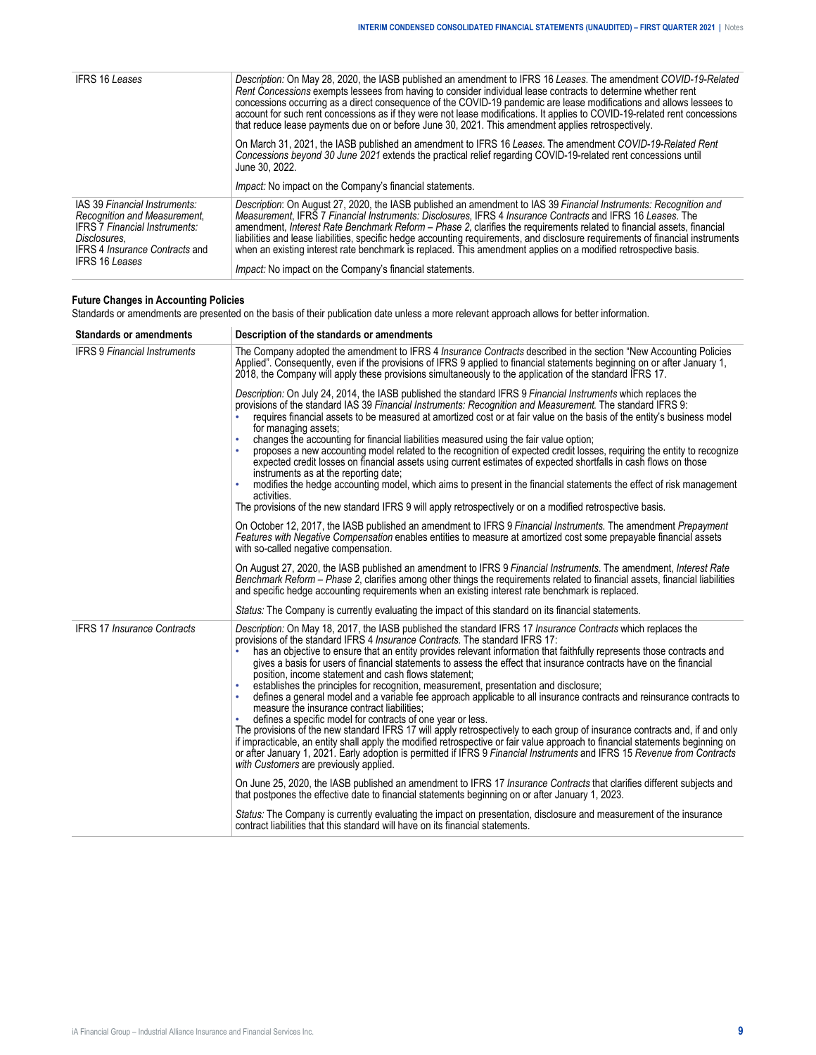| | |
|---|---|
| IFRS 16 *Leases* | *Description:* On May 28, 2020, the IASB published an amendment to IFRS 16 *Leases*. The amendment *COVID-19-Related Rent Concessions* exempts lessees from having to consider individual lease contracts to determine whether rent concessions occurring as a direct consequence of the COVID-19 pandemic are lease modifications and allows lessees to account for such rent concessions as if they were not lease modifications. It applies to COVID-19-related rent concessions that reduce lease payments due on or before June 30, 2021. This amendment applies retrospectively.<br><br>On March 31, 2021, the IASB published an amendment to IFRS 16 *Leases*. The amendment *COVID-19-Related Rent Concessions beyond 30 June 2021* extends the practical relief regarding COVID-19-related rent concessions until June 30, 2022.<br><br>*Impact:* No impact on the Company's financial statements. |
| IAS 39 *Financial Instruments: Recognition and Measurement*, IFRS 7 *Financial Instruments: Disclosures*, IFRS 4 *Insurance Contracts* and IFRS 16 *Leases* | *Description*: On August 27, 2020, the IASB published an amendment to IAS 39 *Financial Instruments: Recognition and Measurement*, IFRS 7 *Financial Instruments: Disclosures*, IFRS 4 *Insurance Contracts* and IFRS 16 *Leases*. The amendment, *Interest Rate Benchmark Reform – Phase 2*, clarifies the requirements related to financial assets, financial liabilities and lease liabilities, specific hedge accounting requirements, and disclosure requirements of financial instruments when an existing interest rate benchmark is replaced. This amendment applies on a modified retrospective basis.<br><br>*Impact:* No impact on the Company's financial statements. |

**Future Changes in Accounting Policies**

Standards or amendments are presented on the basis of their publication date unless a more relevant approach allows for better information.

| Standards or amendments | Description of the standards or amendments |
|---|---|
| IFRS 9 *Financial Instruments* | The Company adopted the amendment to IFRS 4 *Insurance Contracts* described in the section "New Accounting Policies Applied". Consequently, even if the provisions of IFRS 9 applied to financial statements beginning on or after January 1, 2018, the Company will apply these provisions simultaneously to the application of the standard IFRS 17.<br><br>*Description:* On July 24, 2014, the IASB published the standard IFRS 9 *Financial Instruments* which replaces the provisions of the standard IAS 39 *Financial Instruments: Recognition and Measurement*. The standard IFRS 9:<br>• requires financial assets to be measured at amortized cost or at fair value on the basis of the entity's business model for managing assets;<br>• changes the accounting for financial liabilities measured using the fair value option;<br>• proposes a new accounting model related to the recognition of expected credit losses, requiring the entity to recognize expected credit losses on financial assets using current estimates of expected shortfalls in cash flows on those instruments as at the reporting date;<br>• modifies the hedge accounting model, which aims to present in the financial statements the effect of risk management activities.<br>The provisions of the new standard IFRS 9 will apply retrospectively or on a modified retrospective basis.<br><br>On October 12, 2017, the IASB published an amendment to IFRS 9 *Financial Instruments*. The amendment *Prepayment Features with Negative Compensation* enables entities to measure at amortized cost some prepayable financial assets with so-called negative compensation.<br><br>On August 27, 2020, the IASB published an amendment to IFRS 9 *Financial Instruments*. The amendment, *Interest Rate Benchmark Reform – Phase 2*, clarifies among other things the requirements related to financial assets, financial liabilities and specific hedge accounting requirements when an existing interest rate benchmark is replaced.<br><br>*Status:* The Company is currently evaluating the impact of this standard on its financial statements. |
| IFRS 17 *Insurance Contracts* | *Description:* On May 18, 2017, the IASB published the standard IFRS 17 *Insurance Contracts* which replaces the provisions of the standard IFRS 4 *Insurance Contracts*. The standard IFRS 17:<br>• has an objective to ensure that an entity provides relevant information that faithfully represents those contracts and gives a basis for users of financial statements to assess the effect that insurance contracts have on the financial position, income statement and cash flows statement;<br>• establishes the principles for recognition, measurement, presentation and disclosure;<br>• defines a general model and a variable fee approach applicable to all insurance contracts and reinsurance contracts to measure the insurance contract liabilities;<br>• defines a specific model for contracts of one year or less.<br>The provisions of the new standard IFRS 17 will apply retrospectively to each group of insurance contracts and, if and only if impracticable, an entity shall apply the modified retrospective or fair value approach to financial statements beginning on or after January 1, 2021. Early adoption is permitted if IFRS 9 *Financial Instruments* and IFRS 15 *Revenue from Contracts with Customers* are previously applied.<br><br>On June 25, 2020, the IASB published an amendment to IFRS 17 *Insurance Contracts* that clarifies different subjects and that postpones the effective date to financial statements beginning on or after January 1, 2023.<br><br>*Status:* The Company is currently evaluating the impact on presentation, disclosure and measurement of the insurance contract liabilities that this standard will have on its financial statements. |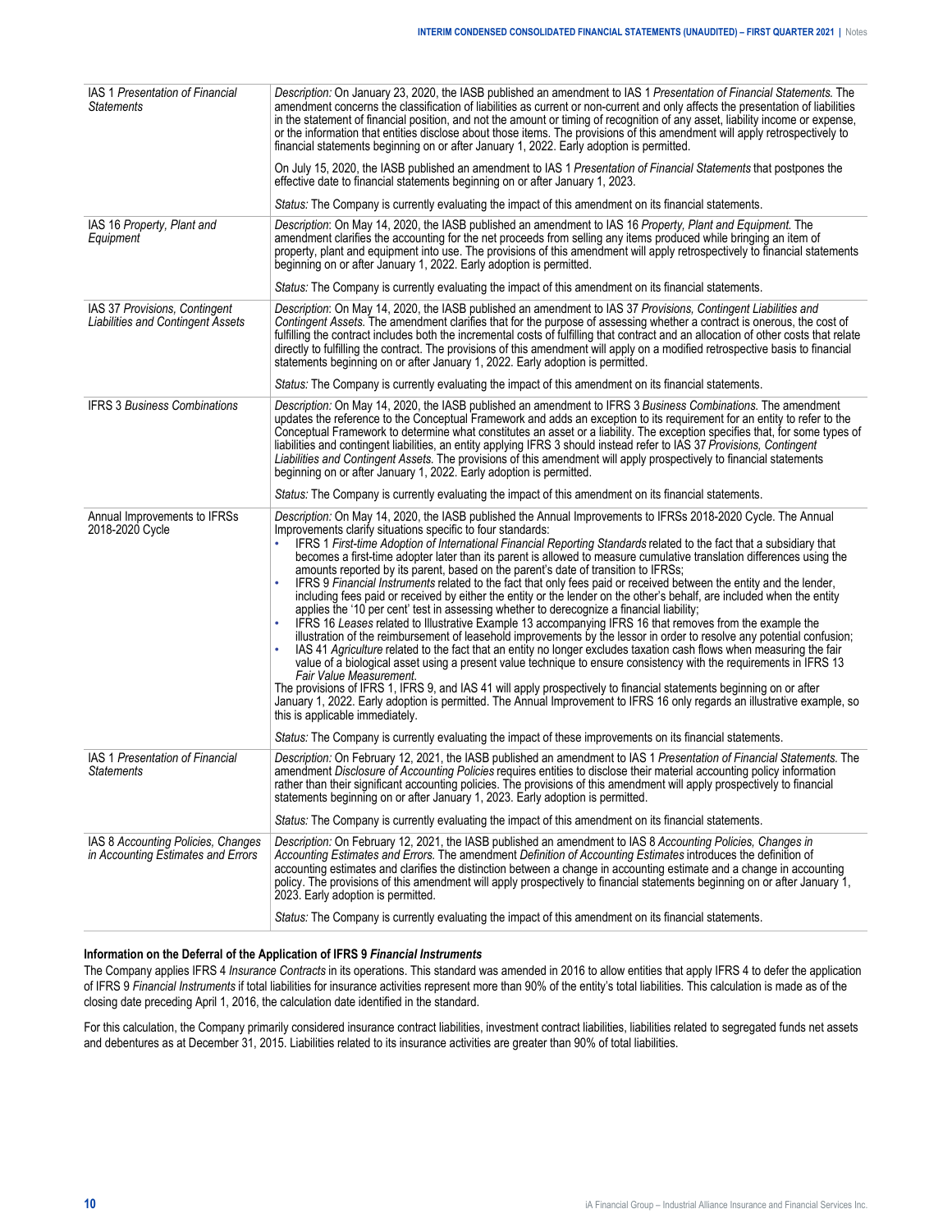| | |
|---|---|
| IAS 1 *Presentation of Financial Statements* | *Description:* On January 23, 2020, the IASB published an amendment to IAS 1 *Presentation of Financial Statements.* The amendment concerns the classification of liabilities as current or non-current and only affects the presentation of liabilities in the statement of financial position, and not the amount or timing of recognition of any asset, liability income or expense, or the information that entities disclose about those items. The provisions of this amendment will apply retrospectively to financial statements beginning on or after January 1, 2022. Early adoption is permitted.<br><br>On July 15, 2020, the IASB published an amendment to IAS 1 *Presentation of Financial Statements* that postpones the effective date to financial statements beginning on or after January 1, 2023.<br><br>*Status:* The Company is currently evaluating the impact of this amendment on its financial statements. |
| IAS 16 *Property, Plant and Equipment* | *Description*: On May 14, 2020, the IASB published an amendment to IAS 16 *Property, Plant and Equipment.* The amendment clarifies the accounting for the net proceeds from selling any items produced while bringing an item of property, plant and equipment into use. The provisions of this amendment will apply retrospectively to financial statements beginning on or after January 1, 2022. Early adoption is permitted.<br><br>*Status:* The Company is currently evaluating the impact of this amendment on its financial statements. |
| IAS 37 *Provisions, Contingent Liabilities and Contingent Assets* | *Description*: On May 14, 2020, the IASB published an amendment to IAS 37 *Provisions, Contingent Liabilities and Contingent Assets.* The amendment clarifies that for the purpose of assessing whether a contract is onerous, the cost of fulfilling the contract includes both the incremental costs of fulfilling that contract and an allocation of other costs that relate directly to fulfilling the contract. The provisions of this amendment will apply on a modified retrospective basis to financial statements beginning on or after January 1, 2022. Early adoption is permitted.<br><br>*Status:* The Company is currently evaluating the impact of this amendment on its financial statements. |
| IFRS 3 *Business Combinations* | *Description:* On May 14, 2020, the IASB published an amendment to IFRS 3 *Business Combinations.* The amendment updates the reference to the Conceptual Framework and adds an exception to its requirement for an entity to refer to the Conceptual Framework to determine what constitutes an asset or a liability. The exception specifies that, for some types of liabilities and contingent liabilities, an entity applying IFRS 3 should instead refer to IAS 37 *Provisions, Contingent Liabilities and Contingent Assets.* The provisions of this amendment will apply prospectively to financial statements beginning on or after January 1, 2022. Early adoption is permitted.<br><br>*Status:* The Company is currently evaluating the impact of this amendment on its financial statements. |
| Annual Improvements to IFRSs 2018-2020 Cycle | *Description:* On May 14, 2020, the IASB published the Annual Improvements to IFRSs 2018-2020 Cycle. The Annual Improvements clarify situations specific to four standards:<br>• IFRS 1 *First-time Adoption of International Financial Reporting Standards* related to the fact that a subsidiary that becomes a first-time adopter later than its parent is allowed to measure cumulative translation differences using the amounts reported by its parent, based on the parent's date of transition to IFRSs;<br>• IFRS 9 *Financial Instruments* related to the fact that only fees paid or received between the entity and the lender, including fees paid or received by either the entity or the lender on the other's behalf, are included when the entity applies the '10 per cent' test in assessing whether to derecognize a financial liability;<br>• IFRS 16 *Leases* related to Illustrative Example 13 accompanying IFRS 16 that removes from the example the illustration of the reimbursement of leasehold improvements by the lessor in order to resolve any potential confusion;<br>• IAS 41 *Agriculture* related to the fact that an entity no longer excludes taxation cash flows when measuring the fair value of a biological asset using a present value technique to ensure consistency with the requirements in IFRS 13 *Fair Value Measurement*.<br>The provisions of IFRS 1, IFRS 9, and IAS 41 will apply prospectively to financial statements beginning on or after January 1, 2022. Early adoption is permitted. The Annual Improvement to IFRS 16 only regards an illustrative example, so this is applicable immediately.<br><br>*Status:* The Company is currently evaluating the impact of these improvements on its financial statements. |
| IAS 1 *Presentation of Financial Statements* | *Description:* On February 12, 2021, the IASB published an amendment to IAS 1 *Presentation of Financial Statements.* The amendment *Disclosure of Accounting Policies* requires entities to disclose their material accounting policy information rather than their significant accounting policies. The provisions of this amendment will apply prospectively to financial statements beginning on or after January 1, 2023. Early adoption is permitted.<br><br>*Status:* The Company is currently evaluating the impact of this amendment on its financial statements. |
| IAS 8 *Accounting Policies, Changes in Accounting Estimates and Errors* | *Description:* On February 12, 2021, the IASB published an amendment to IAS 8 *Accounting Policies, Changes in Accounting Estimates and Errors.* The amendment *Definition of Accounting Estimates* introduces the definition of accounting estimates and clarifies the distinction between a change in accounting estimate and a change in accounting policy. The provisions of this amendment will apply prospectively to financial statements beginning on or after January 1, 2023. Early adoption is permitted.<br><br>*Status:* The Company is currently evaluating the impact of this amendment on its financial statements. |

**Information on the Deferral of the Application of IFRS 9 *Financial Instruments***

The Company applies IFRS 4 *Insurance Contracts* in its operations. This standard was amended in 2016 to allow entities that apply IFRS 4 to defer the application of IFRS 9 *Financial Instruments* if total liabilities for insurance activities represent more than 90% of the entity's total liabilities. This calculation is made as of the closing date preceding April 1, 2016, the calculation date identified in the standard.

For this calculation, the Company primarily considered insurance contract liabilities, investment contract liabilities, liabilities related to segregated funds net assets and debentures as at December 31, 2015. Liabilities related to its insurance activities are greater than 90% of total liabilities.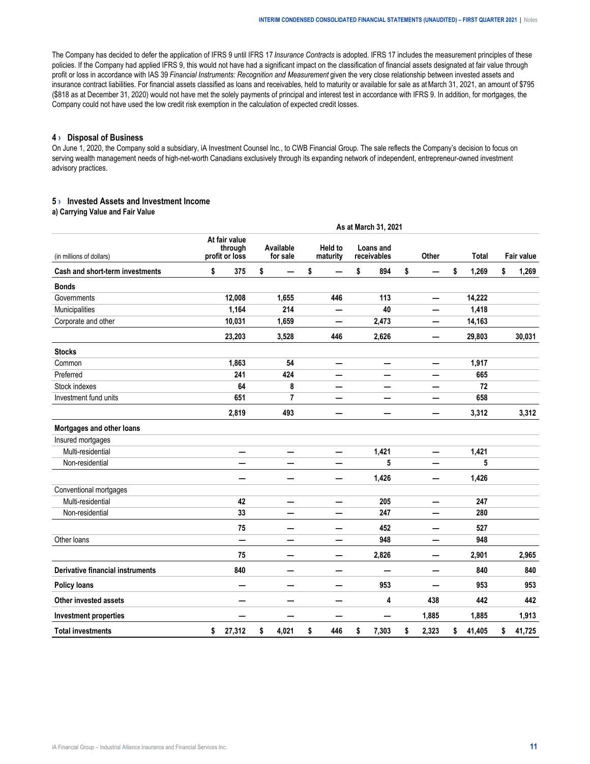The Company has decided to defer the application of IFRS 9 until IFRS 17 *Insurance Contracts* is adopted. IFRS 17 includes the measurement principles of these policies. If the Company had applied IFRS 9, this would not have had a significant impact on the classification of financial assets designated at fair value through profit or loss in accordance with IAS 39 *Financial Instruments: Recognition and Measurement* given the very close relationship between invested assets and insurance contract liabilities. For financial assets classified as loans and receivables, held to maturity or available for sale as at March 31, 2021, an amount of $795 ($818 as at December 31, 2020) would not have met the solely payments of principal and interest test in accordance with IFRS 9. In addition, for mortgages, the Company could not have used the low credit risk exemption in the calculation of expected credit losses.

## 4 › Disposal of Business

On June 1, 2020, the Company sold a subsidiary, iA Investment Counsel Inc., to CWB Financial Group. The sale reflects the Company's decision to focus on serving wealth management needs of high-net-worth Canadians exclusively through its expanding network of independent, entrepreneur-owned investment advisory practices.

## 5 › Invested Assets and Investment Income

### a) Carrying Value and Fair Value

| | As at March 31, 2021 | | | | | | |
|---|---|---|---|---|---|---|---|
| (in millions of dollars) | At fair value through profit or loss | Available for sale | Held to maturity | Loans and receivables | Other | Total | Fair value |
| **Cash and short-term investments** | **$ 375** | **$ —** | **$ —** | **$ 894** | **$ —** | **$ 1,269** | **$ 1,269** |
| **Bonds** | | | | | | | |
| Governments | 12,008 | 1,655 | 446 | 113 | — | 14,222 | |
| Municipalities | 1,164 | 214 | — | 40 | — | 1,418 | |
| Corporate and other | 10,031 | 1,659 | — | 2,473 | — | 14,163 | |
| | 23,203 | 3,528 | 446 | 2,626 | — | 29,803 | 30,031 |
| **Stocks** | | | | | | | |
| Common | 1,863 | 54 | — | — | — | 1,917 | |
| Preferred | 241 | 424 | — | — | — | 665 | |
| Stock indexes | 64 | 8 | — | — | — | 72 | |
| Investment fund units | 651 | 7 | — | — | — | 658 | |
| | 2,819 | 493 | — | — | — | 3,312 | 3,312 |
| **Mortgages and other loans** | | | | | | | |
| Insured mortgages | | | | | | | |
| Multi-residential | — | — | — | 1,421 | — | 1,421 | |
| Non-residential | — | — | — | 5 | — | 5 | |
| | — | — | — | 1,426 | — | 1,426 | |
| Conventional mortgages | | | | | | | |
| Multi-residential | 42 | — | — | 205 | — | 247 | |
| Non-residential | 33 | — | — | 247 | — | 280 | |
| | 75 | — | — | 452 | — | 527 | |
| Other loans | — | — | — | 948 | — | 948 | |
| | 75 | — | — | 2,826 | — | 2,901 | 2,965 |
| **Derivative financial instruments** | 840 | — | — | — | — | 840 | 840 |
| **Policy loans** | — | — | — | 953 | — | 953 | 953 |
| **Other invested assets** | — | — | — | 4 | 438 | 442 | 442 |
| **Investment properties** | — | — | — | — | 1,885 | 1,885 | 1,913 |
| **Total investments** | **$ 27,312** | **$ 4,021** | **$ 446** | **$ 7,303** | **$ 2,323** | **$ 41,405** | **$ 41,725** |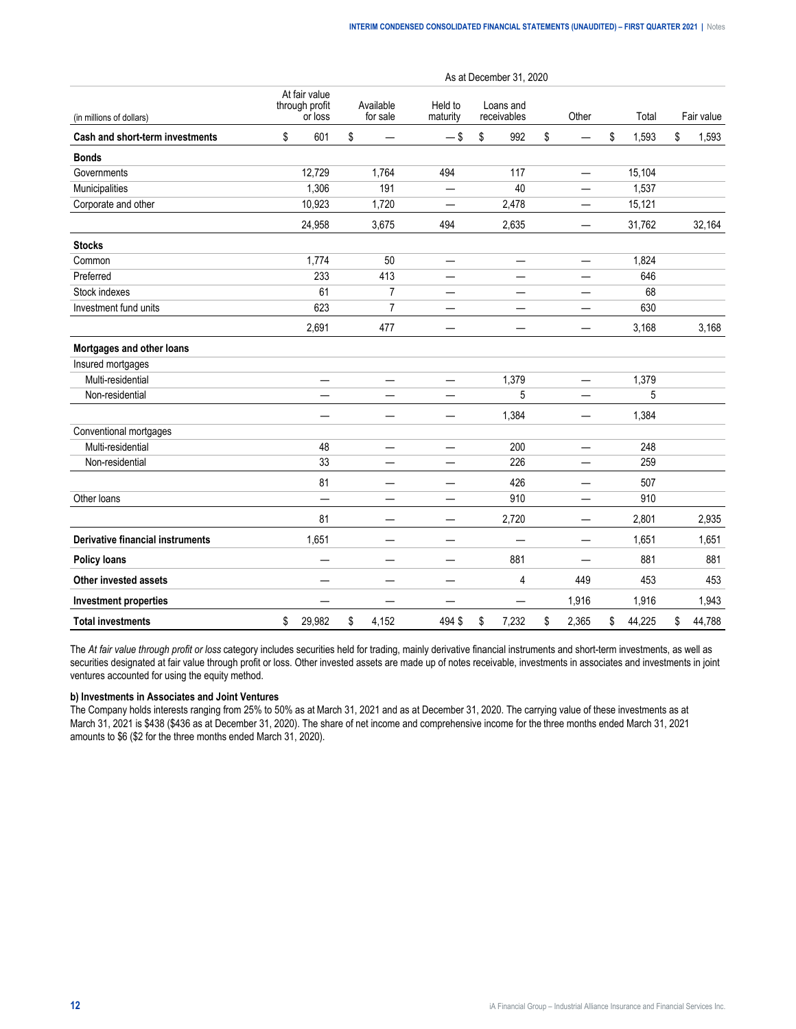| (in millions of dollars) | As at December 31, 2020 | | | | | | |
|---|---|---|---|---|---|---|---|
| | At fair value through profit or loss | Available for sale | Held to maturity | Loans and receivables | Other | Total | Fair value |
| **Cash and short-term investments** | $ 601 | $ — | — $ | $ 992 | $ — | $ 1,593 | $ 1,593 |
| **Bonds** | | | | | | | |
| Governments | 12,729 | 1,764 | 494 | 117 | — | 15,104 | |
| Municipalities | 1,306 | 191 | — | 40 | — | 1,537 | |
| Corporate and other | 10,923 | 1,720 | — | 2,478 | — | 15,121 | |
| | 24,958 | 3,675 | 494 | 2,635 | — | 31,762 | 32,164 |
| **Stocks** | | | | | | | |
| Common | 1,774 | 50 | — | — | — | 1,824 | |
| Preferred | 233 | 413 | — | — | — | 646 | |
| Stock indexes | 61 | 7 | — | — | — | 68 | |
| Investment fund units | 623 | 7 | — | — | — | 630 | |
| | 2,691 | 477 | — | — | — | 3,168 | 3,168 |
| **Mortgages and other loans** | | | | | | | |
| Insured mortgages | | | | | | | |
| Multi-residential | — | — | — | 1,379 | — | 1,379 | |
| Non-residential | — | — | — | 5 | — | 5 | |
| | — | — | — | 1,384 | — | 1,384 | |
| Conventional mortgages | | | | | | | |
| Multi-residential | 48 | — | — | 200 | — | 248 | |
| Non-residential | 33 | — | — | 226 | — | 259 | |
| | 81 | — | — | 426 | — | 507 | |
| Other loans | — | — | — | 910 | — | 910 | |
| | 81 | — | — | 2,720 | — | 2,801 | 2,935 |
| **Derivative financial instruments** | 1,651 | — | — | — | — | 1,651 | 1,651 |
| **Policy loans** | — | — | — | 881 | — | 881 | 881 |
| **Other invested assets** | — | — | — | 4 | 449 | 453 | 453 |
| **Investment properties** | — | — | — | — | 1,916 | 1,916 | 1,943 |
| **Total investments** | $ 29,982 | $ 4,152 | 494 $ | $ 7,232 | $ 2,365 | $ 44,225 | $ 44,788 |

The *At fair value through profit or loss* category includes securities held for trading, mainly derivative financial instruments and short-term investments, as well as securities designated at fair value through profit or loss. Other invested assets are made up of notes receivable, investments in associates and investments in joint ventures accounted for using the equity method.

**b) Investments in Associates and Joint Ventures**

The Company holds interests ranging from 25% to 50% as at March 31, 2021 and as at December 31, 2020. The carrying value of these investments as at March 31, 2021 is $438 ($436 as at December 31, 2020). The share of net income and comprehensive income for the three months ended March 31, 2021 amounts to $6 ($2 for the three months ended March 31, 2020).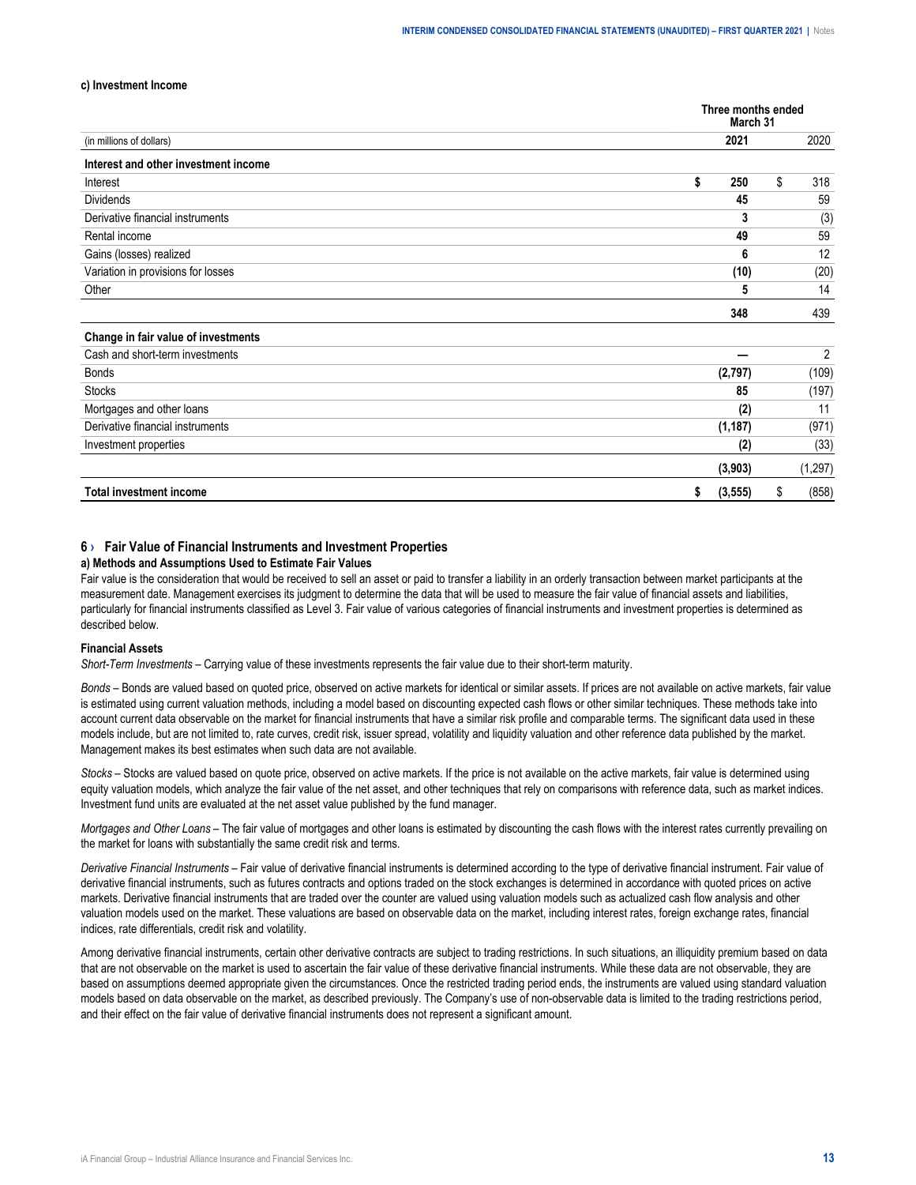**c) Investment Income**

| (in millions of dollars) | Three months ended March 31 2021 | 2020 |
|---|---|---|
| **Interest and other investment income** | | |
| Interest | **$ 250** | $ 318 |
| Dividends | **45** | 59 |
| Derivative financial instruments | **3** | (3) |
| Rental income | **49** | 59 |
| Gains (losses) realized | **6** | 12 |
| Variation in provisions for losses | **(10)** | (20) |
| Other | **5** | 14 |
| | **348** | 439 |
| **Change in fair value of investments** | | |
| Cash and short-term investments | **—** | 2 |
| Bonds | **(2,797)** | (109) |
| Stocks | **85** | (197) |
| Mortgages and other loans | **(2)** | 11 |
| Derivative financial instruments | **(1,187)** | (971) |
| Investment properties | **(2)** | (33) |
| | **(3,903)** | (1,297) |
| **Total investment income** | **$ (3,555)** | $ (858) |

## 6 › Fair Value of Financial Instruments and Investment Properties

**a) Methods and Assumptions Used to Estimate Fair Values**

Fair value is the consideration that would be received to sell an asset or paid to transfer a liability in an orderly transaction between market participants at the measurement date. Management exercises its judgment to determine the data that will be used to measure the fair value of financial assets and liabilities, particularly for financial instruments classified as Level 3. Fair value of various categories of financial instruments and investment properties is determined as described below.

**Financial Assets**

*Short-Term Investments* – Carrying value of these investments represents the fair value due to their short-term maturity.

*Bonds* – Bonds are valued based on quoted price, observed on active markets for identical or similar assets. If prices are not available on active markets, fair value is estimated using current valuation methods, including a model based on discounting expected cash flows or other similar techniques. These methods take into account current data observable on the market for financial instruments that have a similar risk profile and comparable terms. The significant data used in these models include, but are not limited to, rate curves, credit risk, issuer spread, volatility and liquidity valuation and other reference data published by the market. Management makes its best estimates when such data are not available.

*Stocks* – Stocks are valued based on quote price, observed on active markets. If the price is not available on the active markets, fair value is determined using equity valuation models, which analyze the fair value of the net asset, and other techniques that rely on comparisons with reference data, such as market indices. Investment fund units are evaluated at the net asset value published by the fund manager.

*Mortgages and Other Loans* – The fair value of mortgages and other loans is estimated by discounting the cash flows with the interest rates currently prevailing on the market for loans with substantially the same credit risk and terms.

*Derivative Financial Instruments* – Fair value of derivative financial instruments is determined according to the type of derivative financial instrument. Fair value of derivative financial instruments, such as futures contracts and options traded on the stock exchanges is determined in accordance with quoted prices on active markets. Derivative financial instruments that are traded over the counter are valued using valuation models such as actualized cash flow analysis and other valuation models used on the market. These valuations are based on observable data on the market, including interest rates, foreign exchange rates, financial indices, rate differentials, credit risk and volatility.

Among derivative financial instruments, certain other derivative contracts are subject to trading restrictions. In such situations, an illiquidity premium based on data that are not observable on the market is used to ascertain the fair value of these derivative financial instruments. While these data are not observable, they are based on assumptions deemed appropriate given the circumstances. Once the restricted trading period ends, the instruments are valued using standard valuation models based on data observable on the market, as described previously. The Company's use of non-observable data is limited to the trading restrictions period, and their effect on the fair value of derivative financial instruments does not represent a significant amount.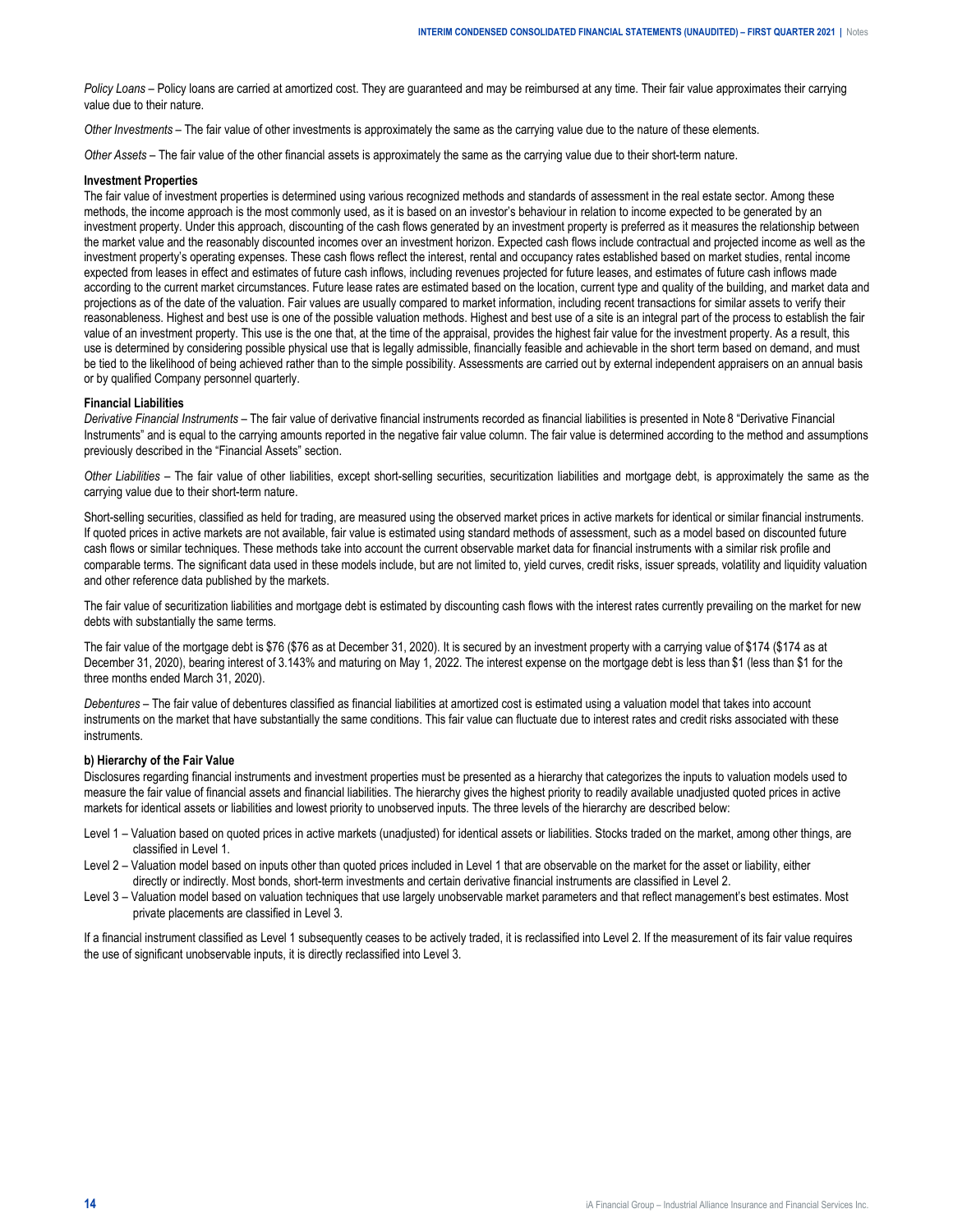*Policy Loans* – Policy loans are carried at amortized cost. They are guaranteed and may be reimbursed at any time. Their fair value approximates their carrying value due to their nature.

*Other Investments* – The fair value of other investments is approximately the same as the carrying value due to the nature of these elements.

*Other Assets* – The fair value of the other financial assets is approximately the same as the carrying value due to their short-term nature.

**Investment Properties**

The fair value of investment properties is determined using various recognized methods and standards of assessment in the real estate sector. Among these methods, the income approach is the most commonly used, as it is based on an investor's behaviour in relation to income expected to be generated by an investment property. Under this approach, discounting of the cash flows generated by an investment property is preferred as it measures the relationship between the market value and the reasonably discounted incomes over an investment horizon. Expected cash flows include contractual and projected income as well as the investment property's operating expenses. These cash flows reflect the interest, rental and occupancy rates established based on market studies, rental income expected from leases in effect and estimates of future cash inflows, including revenues projected for future leases, and estimates of future cash inflows made according to the current market circumstances. Future lease rates are estimated based on the location, current type and quality of the building, and market data and projections as of the date of the valuation. Fair values are usually compared to market information, including recent transactions for similar assets to verify their reasonableness. Highest and best use is one of the possible valuation methods. Highest and best use of a site is an integral part of the process to establish the fair value of an investment property. This use is the one that, at the time of the appraisal, provides the highest fair value for the investment property. As a result, this use is determined by considering possible physical use that is legally admissible, financially feasible and achievable in the short term based on demand, and must be tied to the likelihood of being achieved rather than to the simple possibility. Assessments are carried out by external independent appraisers on an annual basis or by qualified Company personnel quarterly.

**Financial Liabilities**

*Derivative Financial Instruments* – The fair value of derivative financial instruments recorded as financial liabilities is presented in Note 8 "Derivative Financial Instruments" and is equal to the carrying amounts reported in the negative fair value column. The fair value is determined according to the method and assumptions previously described in the "Financial Assets" section.

*Other Liabilities* – The fair value of other liabilities, except short-selling securities, securitization liabilities and mortgage debt, is approximately the same as the carrying value due to their short-term nature.

Short-selling securities, classified as held for trading, are measured using the observed market prices in active markets for identical or similar financial instruments. If quoted prices in active markets are not available, fair value is estimated using standard methods of assessment, such as a model based on discounted future cash flows or similar techniques. These methods take into account the current observable market data for financial instruments with a similar risk profile and comparable terms. The significant data used in these models include, but are not limited to, yield curves, credit risks, issuer spreads, volatility and liquidity valuation and other reference data published by the markets.

The fair value of securitization liabilities and mortgage debt is estimated by discounting cash flows with the interest rates currently prevailing on the market for new debts with substantially the same terms.

The fair value of the mortgage debt is $76 ($76 as at December 31, 2020). It is secured by an investment property with a carrying value of $174 ($174 as at December 31, 2020), bearing interest of 3.143% and maturing on May 1, 2022. The interest expense on the mortgage debt is less than $1 (less than $1 for the three months ended March 31, 2020).

*Debentures* – The fair value of debentures classified as financial liabilities at amortized cost is estimated using a valuation model that takes into account instruments on the market that have substantially the same conditions. This fair value can fluctuate due to interest rates and credit risks associated with these instruments.

**b) Hierarchy of the Fair Value**

Disclosures regarding financial instruments and investment properties must be presented as a hierarchy that categorizes the inputs to valuation models used to measure the fair value of financial assets and financial liabilities. The hierarchy gives the highest priority to readily available unadjusted quoted prices in active markets for identical assets or liabilities and lowest priority to unobserved inputs. The three levels of the hierarchy are described below:

- Level 1 – Valuation based on quoted prices in active markets (unadjusted) for identical assets or liabilities. Stocks traded on the market, among other things, are classified in Level 1.
- Level 2 – Valuation model based on inputs other than quoted prices included in Level 1 that are observable on the market for the asset or liability, either directly or indirectly. Most bonds, short-term investments and certain derivative financial instruments are classified in Level 2.
- Level 3 – Valuation model based on valuation techniques that use largely unobservable market parameters and that reflect management's best estimates. Most private placements are classified in Level 3.

If a financial instrument classified as Level 1 subsequently ceases to be actively traded, it is reclassified into Level 2. If the measurement of its fair value requires the use of significant unobservable inputs, it is directly reclassified into Level 3.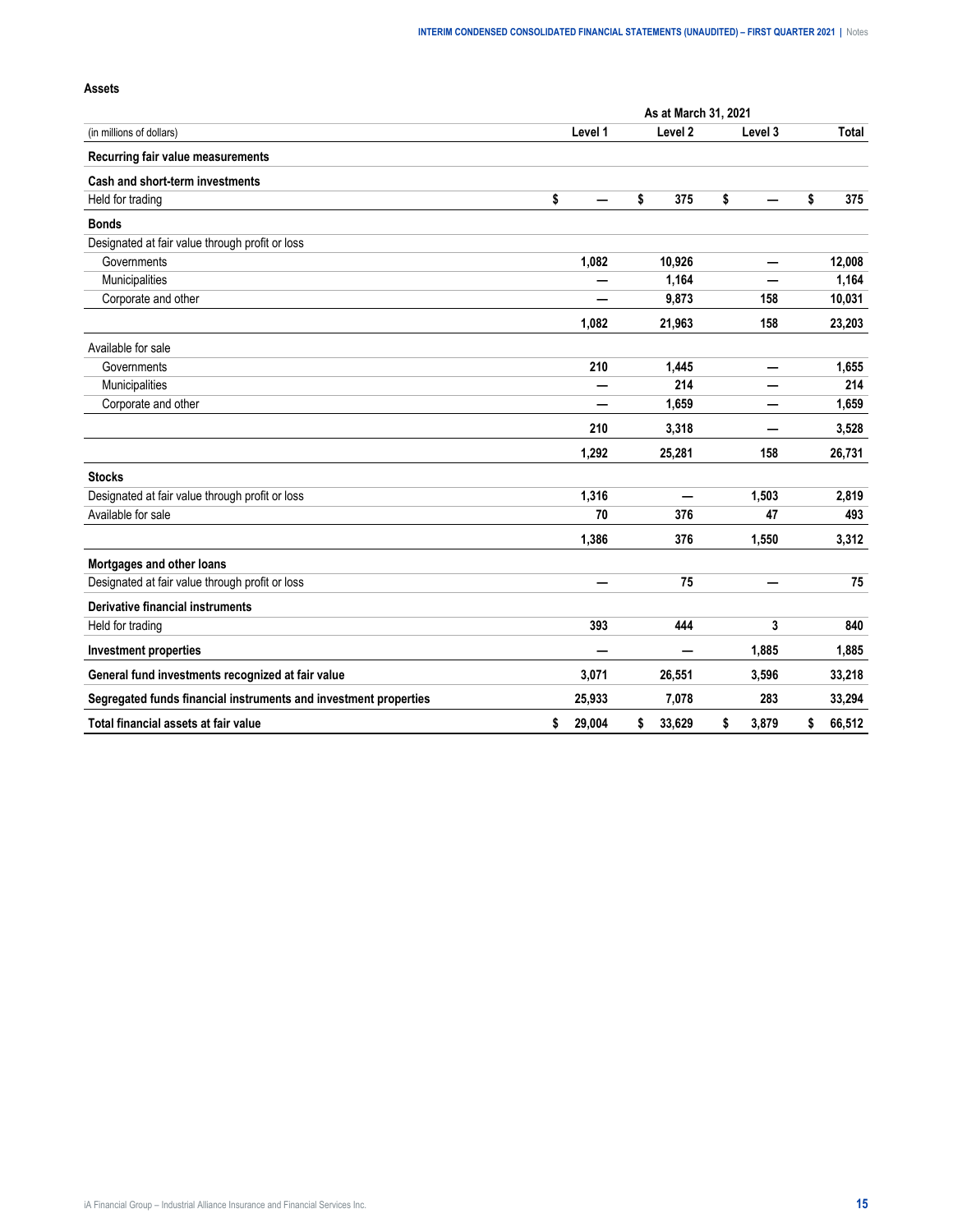**Assets**

| (in millions of dollars) | As at March 31, 2021 Level 1 | Level 2 | Level 3 | Total |
|---|---|---|---|---|
| **Recurring fair value measurements** | | | | |
| **Cash and short-term investments** | | | | |
| Held for trading | $ — | $ 375 | $ — | $ 375 |
| **Bonds** | | | | |
| Designated at fair value through profit or loss | | | | |
| Governments | 1,082 | 10,926 | — | 12,008 |
| Municipalities | — | 1,164 | — | 1,164 |
| Corporate and other | — | 9,873 | 158 | 10,031 |
| | 1,082 | 21,963 | 158 | 23,203 |
| Available for sale | | | | |
| Governments | 210 | 1,445 | — | 1,655 |
| Municipalities | — | 214 | — | 214 |
| Corporate and other | — | 1,659 | — | 1,659 |
| | 210 | 3,318 | — | 3,528 |
| | 1,292 | 25,281 | 158 | 26,731 |
| **Stocks** | | | | |
| Designated at fair value through profit or loss | 1,316 | — | 1,503 | 2,819 |
| Available for sale | 70 | 376 | 47 | 493 |
| | 1,386 | 376 | 1,550 | 3,312 |
| **Mortgages and other loans** | | | | |
| Designated at fair value through profit or loss | — | 75 | — | 75 |
| **Derivative financial instruments** | | | | |
| Held for trading | 393 | 444 | 3 | 840 |
| **Investment properties** | — | — | 1,885 | 1,885 |
| **General fund investments recognized at fair value** | 3,071 | 26,551 | 3,596 | 33,218 |
| **Segregated funds financial instruments and investment properties** | 25,933 | 7,078 | 283 | 33,294 |
| **Total financial assets at fair value** | $ 29,004 | $ 33,629 | $ 3,879 | $ 66,512 |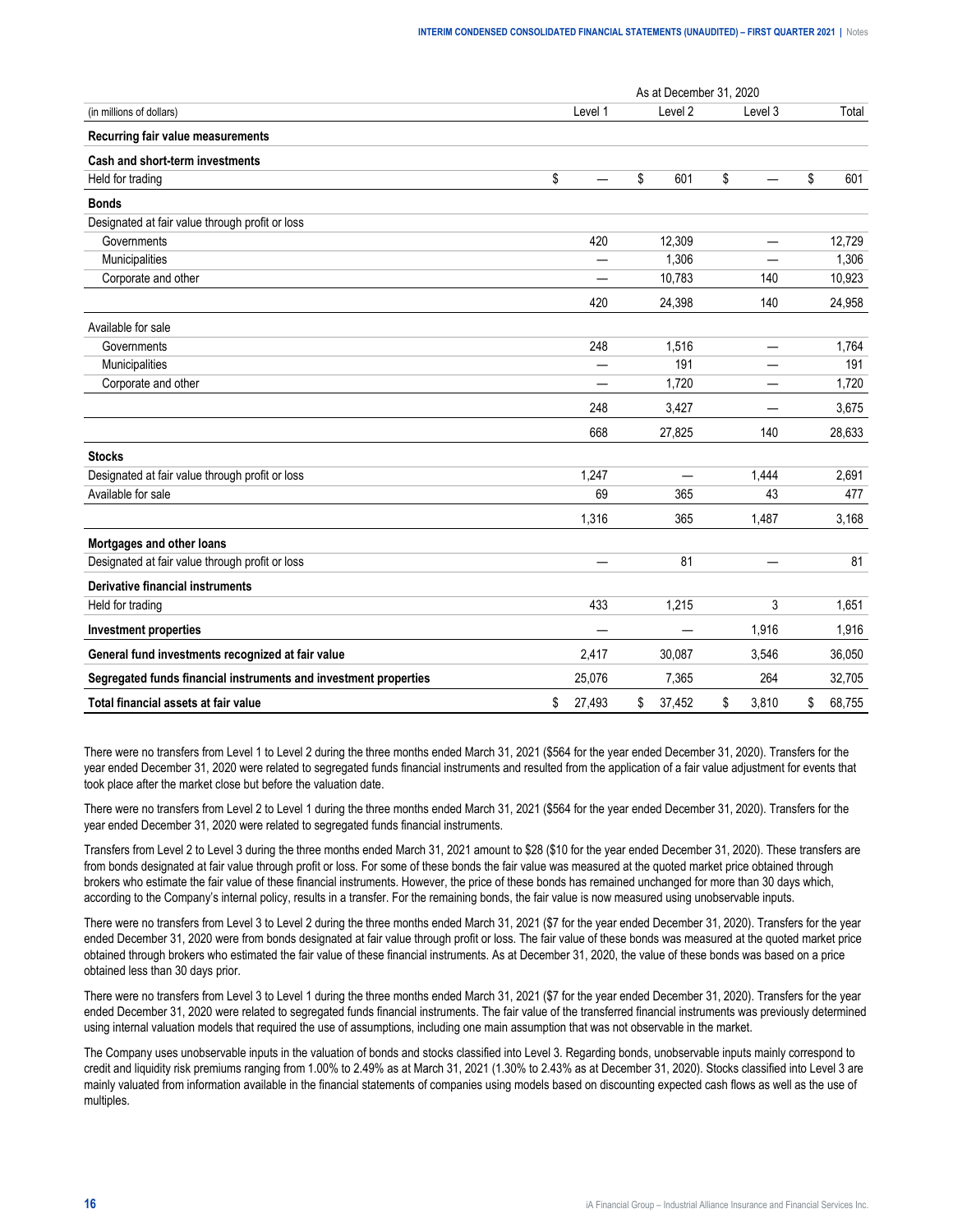| (in millions of dollars) | As at December 31, 2020 | | | |
|---|---|---|---|---|
| | Level 1 | Level 2 | Level 3 | Total |
| **Recurring fair value measurements** | | | | |
| **Cash and short-term investments** | | | | |
| Held for trading | $ — | $ 601 | $ — | $ 601 |
| **Bonds** | | | | |
| Designated at fair value through profit or loss | | | | |
| Governments | 420 | 12,309 | — | 12,729 |
| Municipalities | — | 1,306 | — | 1,306 |
| Corporate and other | — | 10,783 | 140 | 10,923 |
| | 420 | 24,398 | 140 | 24,958 |
| Available for sale | | | | |
| Governments | 248 | 1,516 | — | 1,764 |
| Municipalities | — | 191 | — | 191 |
| Corporate and other | — | 1,720 | — | 1,720 |
| | 248 | 3,427 | — | 3,675 |
| | 668 | 27,825 | 140 | 28,633 |
| **Stocks** | | | | |
| Designated at fair value through profit or loss | 1,247 | — | 1,444 | 2,691 |
| Available for sale | 69 | 365 | 43 | 477 |
| | 1,316 | 365 | 1,487 | 3,168 |
| **Mortgages and other loans** | | | | |
| Designated at fair value through profit or loss | — | 81 | — | 81 |
| **Derivative financial instruments** | | | | |
| Held for trading | 433 | 1,215 | 3 | 1,651 |
| **Investment properties** | — | — | 1,916 | 1,916 |
| **General fund investments recognized at fair value** | 2,417 | 30,087 | 3,546 | 36,050 |
| **Segregated funds financial instruments and investment properties** | 25,076 | 7,365 | 264 | 32,705 |
| **Total financial assets at fair value** | $ 27,493 | $ 37,452 | $ 3,810 | $ 68,755 |

There were no transfers from Level 1 to Level 2 during the three months ended March 31, 2021 ($564 for the year ended December 31, 2020). Transfers for the year ended December 31, 2020 were related to segregated funds financial instruments and resulted from the application of a fair value adjustment for events that took place after the market close but before the valuation date.

There were no transfers from Level 2 to Level 1 during the three months ended March 31, 2021 ($564 for the year ended December 31, 2020). Transfers for the year ended December 31, 2020 were related to segregated funds financial instruments.

Transfers from Level 2 to Level 3 during the three months ended March 31, 2021 amount to $28 ($10 for the year ended December 31, 2020). These transfers are from bonds designated at fair value through profit or loss. For some of these bonds the fair value was measured at the quoted market price obtained through brokers who estimate the fair value of these financial instruments. However, the price of these bonds has remained unchanged for more than 30 days which, according to the Company's internal policy, results in a transfer. For the remaining bonds, the fair value is now measured using unobservable inputs.

There were no transfers from Level 3 to Level 2 during the three months ended March 31, 2021 ($7 for the year ended December 31, 2020). Transfers for the year ended December 31, 2020 were from bonds designated at fair value through profit or loss. The fair value of these bonds was measured at the quoted market price obtained through brokers who estimated the fair value of these financial instruments. As at December 31, 2020, the value of these bonds was based on a price obtained less than 30 days prior.

There were no transfers from Level 3 to Level 1 during the three months ended March 31, 2021 ($7 for the year ended December 31, 2020). Transfers for the year ended December 31, 2020 were related to segregated funds financial instruments. The fair value of the transferred financial instruments was previously determined using internal valuation models that required the use of assumptions, including one main assumption that was not observable in the market.

The Company uses unobservable inputs in the valuation of bonds and stocks classified into Level 3. Regarding bonds, unobservable inputs mainly correspond to credit and liquidity risk premiums ranging from 1.00% to 2.49% as at March 31, 2021 (1.30% to 2.43% as at December 31, 2020). Stocks classified into Level 3 are mainly valued from information available in the financial statements of companies using models based on discounting expected cash flows as well as the use of multiples.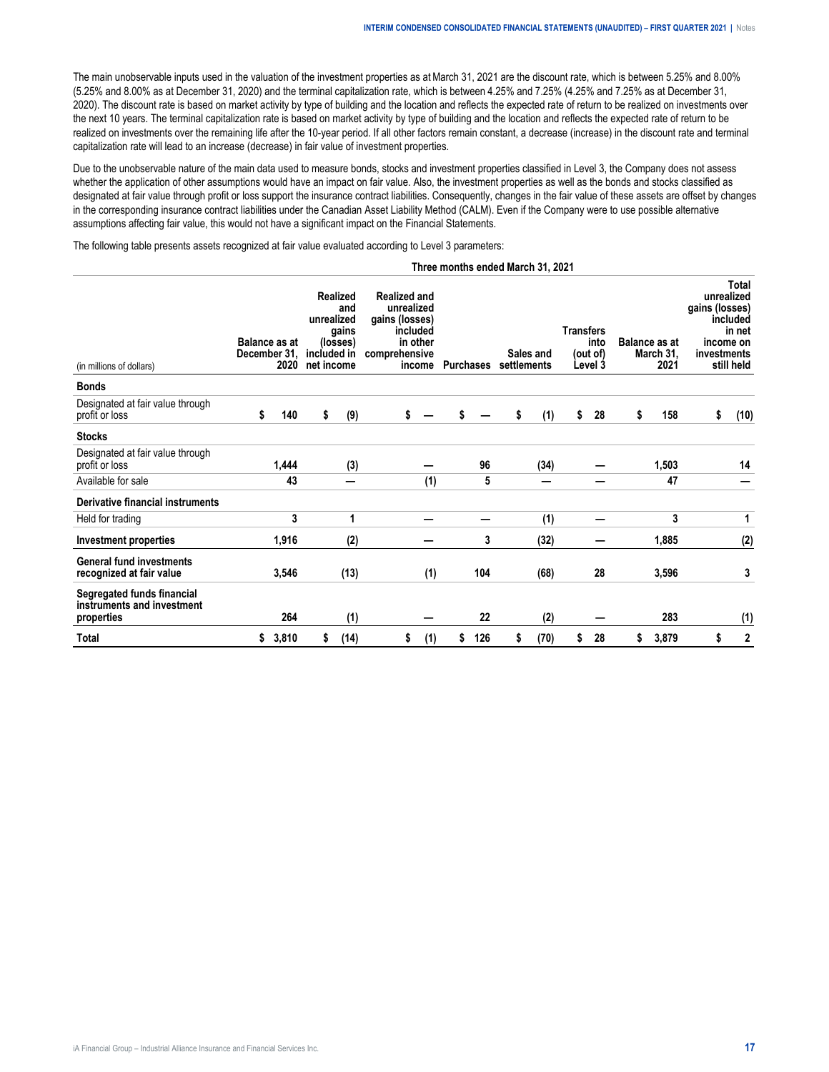The main unobservable inputs used in the valuation of the investment properties as at March 31, 2021 are the discount rate, which is between 5.25% and 8.00% (5.25% and 8.00% as at December 31, 2020) and the terminal capitalization rate, which is between 4.25% and 7.25% (4.25% and 7.25% as at December 31, 2020). The discount rate is based on market activity by type of building and the location and reflects the expected rate of return to be realized on investments over the next 10 years. The terminal capitalization rate is based on market activity by type of building and the location and reflects the expected rate of return to be realized on investments over the remaining life after the 10-year period. If all other factors remain constant, a decrease (increase) in the discount rate and terminal capitalization rate will lead to an increase (decrease) in fair value of investment properties.

Due to the unobservable nature of the main data used to measure bonds, stocks and investment properties classified in Level 3, the Company does not assess whether the application of other assumptions would have an impact on fair value. Also, the investment properties as well as the bonds and stocks classified as designated at fair value through profit or loss support the insurance contract liabilities. Consequently, changes in the fair value of these assets are offset by changes in the corresponding insurance contract liabilities under the Canadian Asset Liability Method (CALM). Even if the Company were to use possible alternative assumptions affecting fair value, this would not have a significant impact on the Financial Statements.

The following table presents assets recognized at fair value evaluated according to Level 3 parameters:

| | Three months ended March 31, 2021 | | | | | | | |
|---|---|---|---|---|---|---|---|---|
| (in millions of dollars) | Balance as at December 31, 2020 | Realized and unrealized gains (losses) included in net income | Realized and unrealized gains (losses) included in other comprehensive income | Purchases | Sales and settlements | Transfers into (out of) Level 3 | Balance as at March 31, 2021 | Total unrealized gains (losses) included in net income on investments still held |
| **Bonds** | | | | | | | | |
| Designated at fair value through profit or loss | $ 140 | $ (9) | $ — | $ — | $ (1) | $ 28 | $ 158 | $ (10) |
| **Stocks** | | | | | | | | |
| Designated at fair value through profit or loss | 1,444 | (3) | — | 96 | (34) | — | 1,503 | 14 |
| Available for sale | 43 | — | (1) | 5 | — | — | 47 | — |
| **Derivative financial instruments** | | | | | | | | |
| Held for trading | 3 | 1 | — | — | (1) | — | 3 | 1 |
| **Investment properties** | 1,916 | (2) | — | 3 | (32) | — | 1,885 | (2) |
| **General fund investments recognized at fair value** | 3,546 | (13) | (1) | 104 | (68) | 28 | 3,596 | 3 |
| **Segregated funds financial instruments and investment properties** | 264 | (1) | — | 22 | (2) | — | 283 | (1) |
| **Total** | $ 3,810 | $ (14) | $ (1) | $ 126 | $ (70) | $ 28 | $ 3,879 | $ 2 |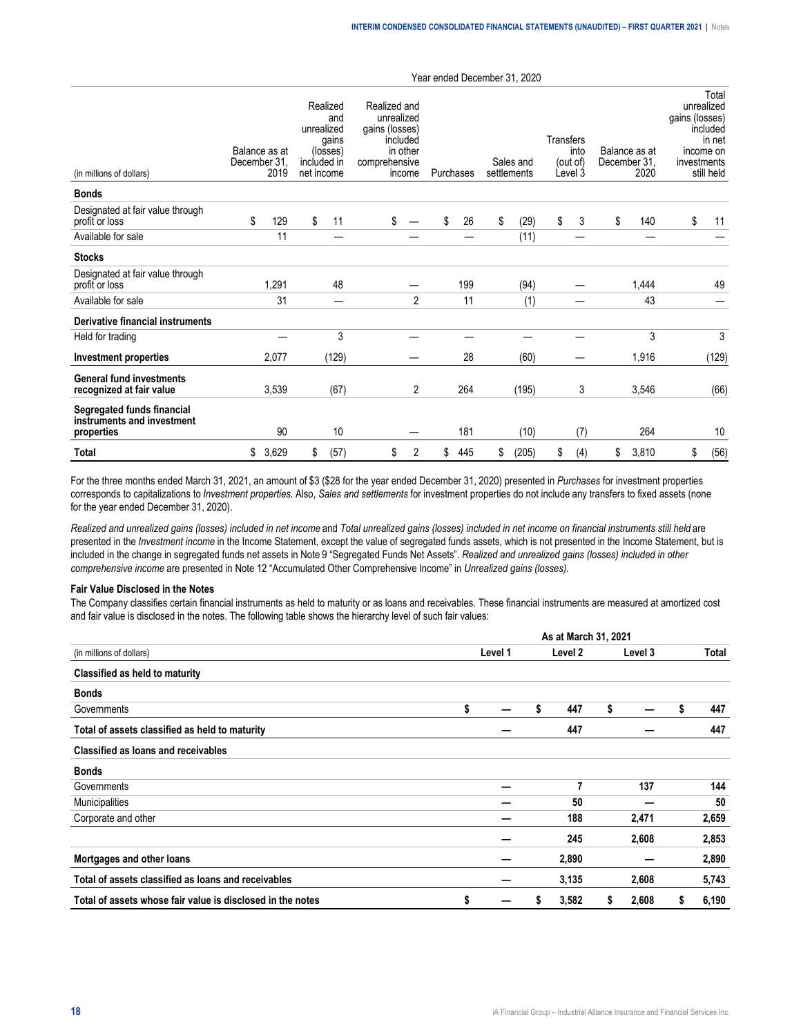| (in millions of dollars) | Year ended December 31, 2020 | | | | | | | |
|---|---|---|---|---|---|---|---|---|
| | Balance as at December 31, 2019 | Realized and unrealized gains (losses) included in net income | Realized and unrealized gains (losses) included in other comprehensive income | Purchases | Sales and settlements | Transfers into (out of) Level 3 | Balance as at December 31, 2020 | Total unrealized gains (losses) included in net income on investments still held |
| **Bonds** | | | | | | | | |
| Designated at fair value through profit or loss | $ 129 | $ 11 | $ — | $ 26 | $ (29) | $ 3 | $ 140 | $ 11 |
| Available for sale | 11 | — | — | — | (11) | — | — | — |
| **Stocks** | | | | | | | | |
| Designated at fair value through profit or loss | 1,291 | 48 | — | 199 | (94) | — | 1,444 | 49 |
| Available for sale | 31 | — | 2 | 11 | (1) | — | 43 | — |
| **Derivative financial instruments** | | | | | | | | |
| Held for trading | — | 3 | — | — | — | — | 3 | 3 |
| **Investment properties** | 2,077 | (129) | — | 28 | (60) | — | 1,916 | (129) |
| **General fund investments recognized at fair value** | 3,539 | (67) | 2 | 264 | (195) | 3 | 3,546 | (66) |
| **Segregated funds financial instruments and investment properties** | 90 | 10 | — | 181 | (10) | (7) | 264 | 10 |
| **Total** | $ 3,629 | $ (57) | $ 2 | $ 445 | $ (205) | $ (4) | $ 3,810 | $ (56) |

For the three months ended March 31, 2021, an amount of $3 ($28 for the year ended December 31, 2020) presented in *Purchases* for investment properties corresponds to capitalizations to *Investment properties*. Also, *Sales and settlements* for investment properties do not include any transfers to fixed assets (none for the year ended December 31, 2020).

*Realized and unrealized gains (losses) included in net income* and *Total unrealized gains (losses) included in net income on financial instruments still held* are presented in the *Investment income* in the Income Statement, except the value of segregated funds assets, which is not presented in the Income Statement, but is included in the change in segregated funds net assets in Note 9 "Segregated Funds Net Assets". *Realized and unrealized gains (losses) included in other comprehensive income* are presented in Note 12 "Accumulated Other Comprehensive Income" in *Unrealized gains (losses).*

**Fair Value Disclosed in the Notes**

The Company classifies certain financial instruments as held to maturity or as loans and receivables. These financial instruments are measured at amortized cost and fair value is disclosed in the notes. The following table shows the hierarchy level of such fair values:

| | As at March 31, 2021 | | | |
|---|---|---|---|---|
| (in millions of dollars) | Level 1 | Level 2 | Level 3 | Total |
| **Classified as held to maturity** | | | | |
| **Bonds** | | | | |
| Governments | $ — | $ 447 | $ — | $ 447 |
| **Total of assets classified as held to maturity** | — | 447 | — | 447 |
| **Classified as loans and receivables** | | | | |
| **Bonds** | | | | |
| Governments | — | 7 | 137 | 144 |
| Municipalities | — | 50 | — | 50 |
| Corporate and other | — | 188 | 2,471 | 2,659 |
| | — | 245 | 2,608 | 2,853 |
| **Mortgages and other loans** | — | 2,890 | — | 2,890 |
| **Total of assets classified as loans and receivables** | — | 3,135 | 2,608 | 5,743 |
| **Total of assets whose fair value is disclosed in the notes** | $ — | $ 3,582 | $ 2,608 | $ 6,190 |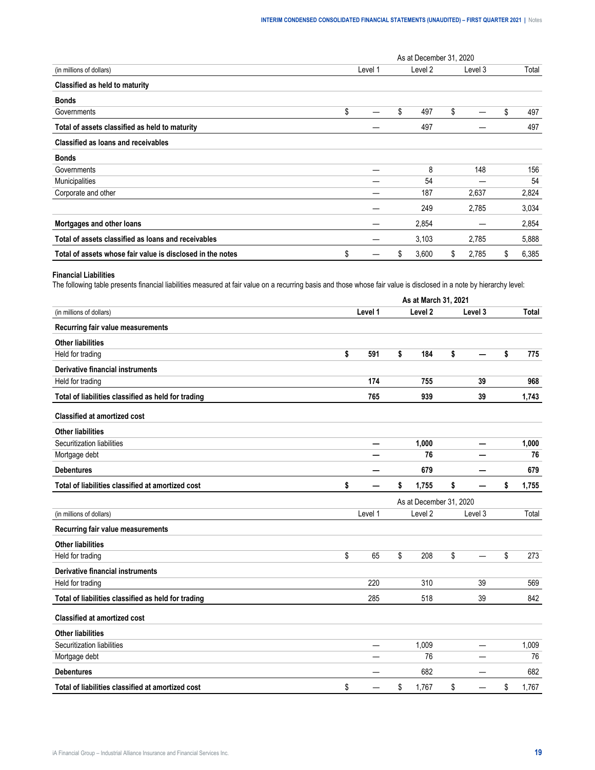| (in millions of dollars) | As at December 31, 2020 Level 1 | Level 2 | Level 3 | Total |
|---|---|---|---|---|
| **Classified as held to maturity** | | | | |
| **Bonds** | | | | |
| Governments | $ — | $ 497 | $ — | $ 497 |
| **Total of assets classified as held to maturity** | — | 497 | — | 497 |
| **Classified as loans and receivables** | | | | |
| **Bonds** | | | | |
| Governments | — | 8 | 148 | 156 |
| Municipalities | — | 54 | — | 54 |
| Corporate and other | — | 187 | 2,637 | 2,824 |
| | — | 249 | 2,785 | 3,034 |
| **Mortgages and other loans** | — | 2,854 | — | 2,854 |
| **Total of assets classified as loans and receivables** | — | 3,103 | 2,785 | 5,888 |
| **Total of assets whose fair value is disclosed in the notes** | $ — | $ 3,600 | $ 2,785 | $ 6,385 |

**Financial Liabilities**

The following table presents financial liabilities measured at fair value on a recurring basis and those whose fair value is disclosed in a note by hierarchy level:

| (in millions of dollars) | **As at March 31, 2021** Level 1 | Level 2 | Level 3 | Total |
|---|---|---|---|---|
| **Recurring fair value measurements** | | | | |
| **Other liabilities** | | | | |
| Held for trading | **$ 591** | **$ 184** | **$ —** | **$ 775** |
| **Derivative financial instruments** | | | | |
| Held for trading | **174** | **755** | **39** | **968** |
| **Total of liabilities classified as held for trading** | **765** | **939** | **39** | **1,743** |
| **Classified at amortized cost** | | | | |
| **Other liabilities** | | | | |
| Securitization liabilities | **—** | **1,000** | **—** | **1,000** |
| Mortgage debt | **—** | **76** | **—** | **76** |
| **Debentures** | **—** | **679** | **—** | **679** |
| **Total of liabilities classified at amortized cost** | **$ —** | **$ 1,755** | **$ —** | **$ 1,755** |

| (in millions of dollars) | As at December 31, 2020 Level 1 | Level 2 | Level 3 | Total |
|---|---|---|---|---|
| **Recurring fair value measurements** | | | | |
| **Other liabilities** | | | | |
| Held for trading | $ 65 | $ 208 | $ — | $ 273 |
| **Derivative financial instruments** | | | | |
| Held for trading | 220 | 310 | 39 | 569 |
| **Total of liabilities classified as held for trading** | 285 | 518 | 39 | 842 |
| **Classified at amortized cost** | | | | |
| **Other liabilities** | | | | |
| Securitization liabilities | — | 1,009 | — | 1,009 |
| Mortgage debt | — | 76 | — | 76 |
| **Debentures** | — | 682 | — | 682 |
| **Total of liabilities classified at amortized cost** | $ — | $ 1,767 | $ — | $ 1,767 |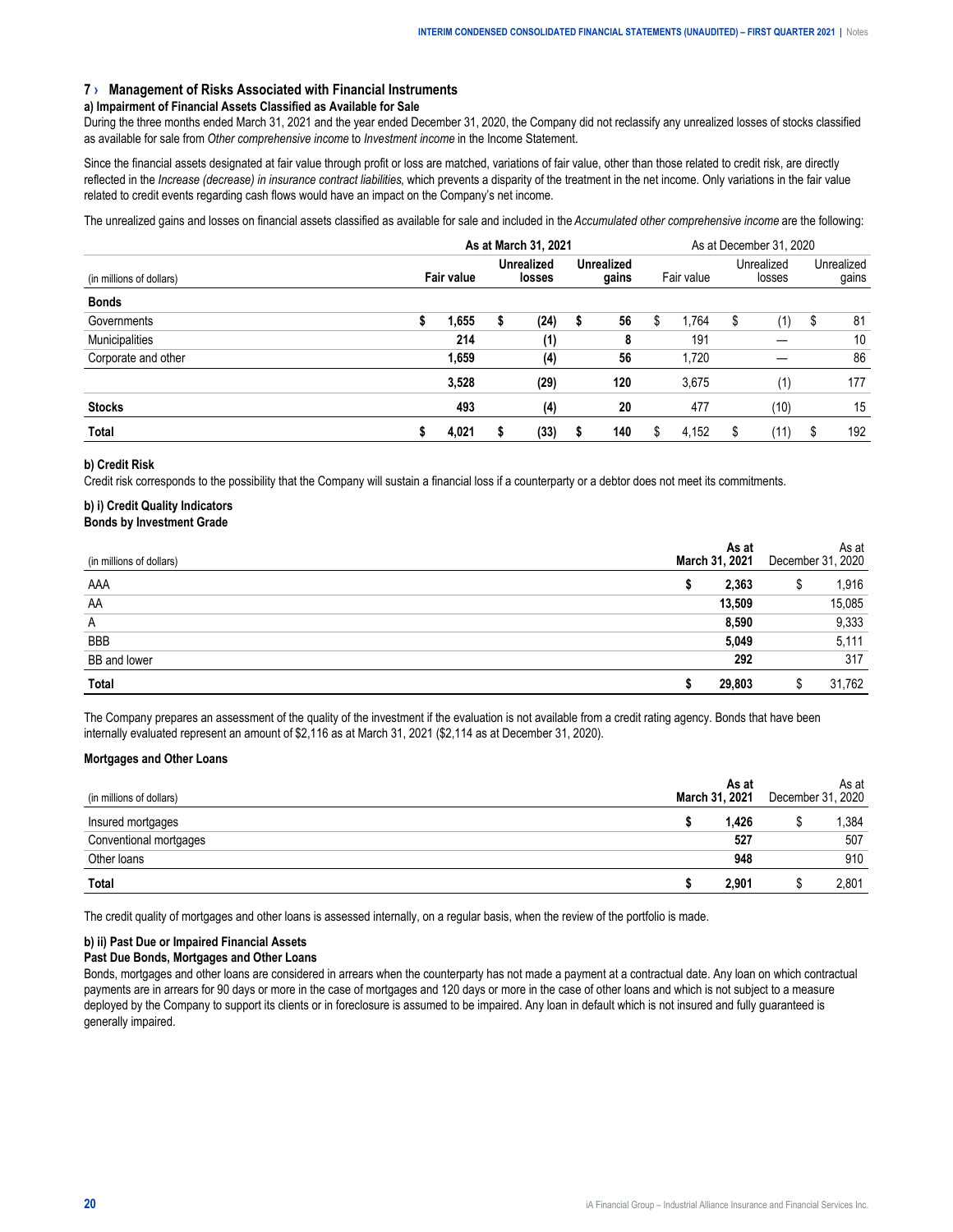## 7 › Management of Risks Associated with Financial Instruments

### a) Impairment of Financial Assets Classified as Available for Sale

During the three months ended March 31, 2021 and the year ended December 31, 2020, the Company did not reclassify any unrealized losses of stocks classified as available for sale from *Other comprehensive income* to *Investment income* in the Income Statement.

Since the financial assets designated at fair value through profit or loss are matched, variations of fair value, other than those related to credit risk, are directly reflected in the *Increase (decrease) in insurance contract liabilities*, which prevents a disparity of the treatment in the net income. Only variations in the fair value related to credit events regarding cash flows would have an impact on the Company's net income.

The unrealized gains and losses on financial assets classified as available for sale and included in the *Accumulated other comprehensive income* are the following:

| | As at March 31, 2021 | | | As at December 31, 2020 | | |
|---|---|---|---|---|---|---|
| (in millions of dollars) | **Fair value** | **Unrealized losses** | **Unrealized gains** | Fair value | Unrealized losses | Unrealized gains |
| **Bonds** | | | | | | |
| Governments | **$ 1,655** | **$ (24)** | **$ 56** | $ 1,764 | $ (1) | $ 81 |
| Municipalities | **214** | **(1)** | **8** | 191 | — | 10 |
| Corporate and other | **1,659** | **(4)** | **56** | 1,720 | — | 86 |
| | **3,528** | **(29)** | **120** | 3,675 | (1) | 177 |
| **Stocks** | **493** | **(4)** | **20** | 477 | (10) | 15 |
| **Total** | **$ 4,021** | **$ (33)** | **$ 140** | $ 4,152 | $ (11) | $ 192 |

### b) Credit Risk

Credit risk corresponds to the possibility that the Company will sustain a financial loss if a counterparty or a debtor does not meet its commitments.

#### b) i) Credit Quality Indicators

**Bonds by Investment Grade**

| (in millions of dollars) | **As at March 31, 2021** | As at December 31, 2020 |
|---|---|---|
| AAA | **$ 2,363** | $ 1,916 |
| AA | **13,509** | 15,085 |
| A | **8,590** | 9,333 |
| BBB | **5,049** | 5,111 |
| BB and lower | **292** | 317 |
| **Total** | **$ 29,803** | $ 31,762 |

The Company prepares an assessment of the quality of the investment if the evaluation is not available from a credit rating agency. Bonds that have been internally evaluated represent an amount of $2,116 as at March 31, 2021 ($2,114 as at December 31, 2020).

**Mortgages and Other Loans**

| (in millions of dollars) | **As at March 31, 2021** | As at December 31, 2020 |
|---|---|---|
| Insured mortgages | **$ 1,426** | $ 1,384 |
| Conventional mortgages | **527** | 507 |
| Other loans | **948** | 910 |
| **Total** | **$ 2,901** | $ 2,801 |

The credit quality of mortgages and other loans is assessed internally, on a regular basis, when the review of the portfolio is made.

#### b) ii) Past Due or Impaired Financial Assets

**Past Due Bonds, Mortgages and Other Loans**

Bonds, mortgages and other loans are considered in arrears when the counterparty has not made a payment at a contractual date. Any loan on which contractual payments are in arrears for 90 days or more in the case of mortgages and 120 days or more in the case of other loans and which is not subject to a measure deployed by the Company to support its clients or in foreclosure is assumed to be impaired. Any loan in default which is not insured and fully guaranteed is generally impaired.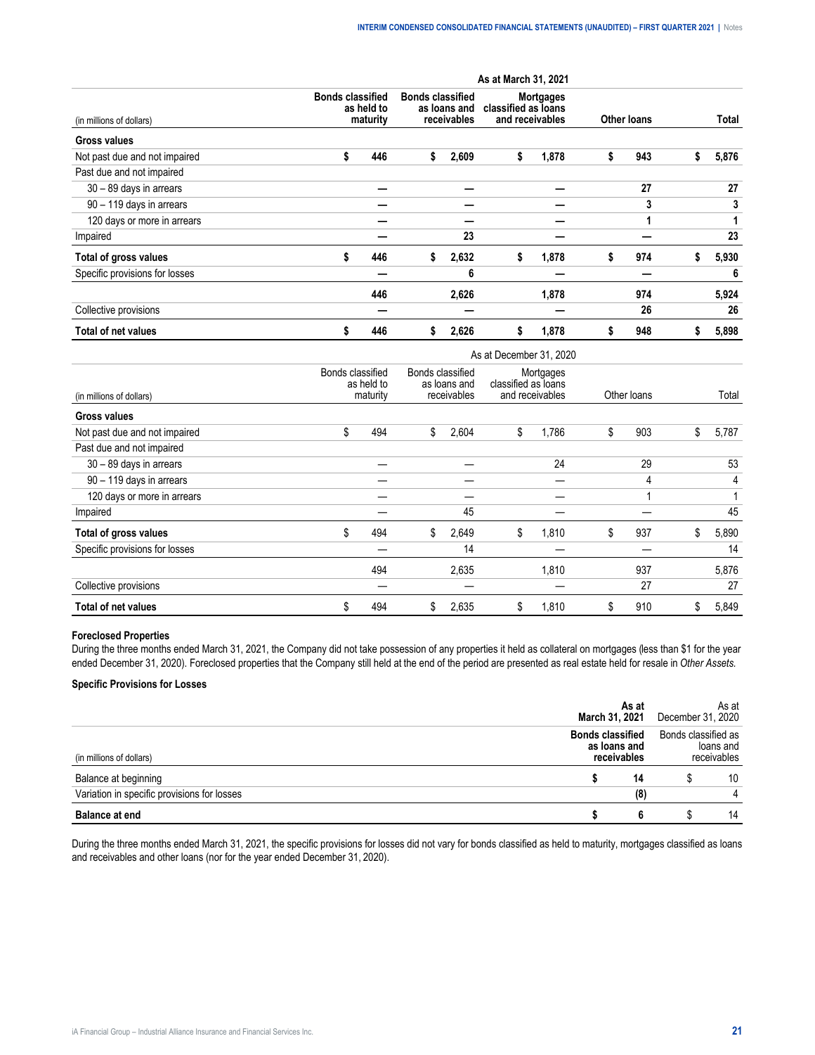| | As at March 31, 2021 | | | | |
|---|---|---|---|---|---|
| (in millions of dollars) | Bonds classified as held to maturity | Bonds classified as loans and receivables | Mortgages classified as loans and receivables | Other loans | Total |
| **Gross values** | | | | | |
| Not past due and not impaired | $ 446 | $ 2,609 | $ 1,878 | $ 943 | $ 5,876 |
| Past due and not impaired | | | | | |
| 30 – 89 days in arrears | — | — | — | 27 | 27 |
| 90 – 119 days in arrears | — | — | — | 3 | 3 |
| 120 days or more in arrears | — | — | — | 1 | 1 |
| Impaired | — | 23 | — | — | 23 |
| **Total of gross values** | $ 446 | $ 2,632 | $ 1,878 | $ 974 | $ 5,930 |
| Specific provisions for losses | — | 6 | — | — | 6 |
| | 446 | 2,626 | 1,878 | 974 | 5,924 |
| Collective provisions | — | — | — | 26 | 26 |
| **Total of net values** | $ 446 | $ 2,626 | $ 1,878 | $ 948 | $ 5,898 |

| | As at December 31, 2020 | | | | |
|---|---|---|---|---|---|
| (in millions of dollars) | Bonds classified as held to maturity | Bonds classified as loans and receivables | Mortgages classified as loans and receivables | Other loans | Total |
| **Gross values** | | | | | |
| Not past due and not impaired | $ 494 | $ 2,604 | $ 1,786 | $ 903 | $ 5,787 |
| Past due and not impaired | | | | | |
| 30 – 89 days in arrears | — | — | 24 | 29 | 53 |
| 90 – 119 days in arrears | — | — | — | 4 | 4 |
| 120 days or more in arrears | — | — | — | 1 | 1 |
| Impaired | — | 45 | — | — | 45 |
| **Total of gross values** | $ 494 | $ 2,649 | $ 1,810 | $ 937 | $ 5,890 |
| Specific provisions for losses | — | 14 | — | — | 14 |
| | 494 | 2,635 | 1,810 | 937 | 5,876 |
| Collective provisions | — | — | — | 27 | 27 |
| **Total of net values** | $ 494 | $ 2,635 | $ 1,810 | $ 910 | $ 5,849 |

**Foreclosed Properties**

During the three months ended March 31, 2021, the Company did not take possession of any properties it held as collateral on mortgages (less than $1 for the year ended December 31, 2020). Foreclosed properties that the Company still held at the end of the period are presented as real estate held for resale in *Other Assets.*

**Specific Provisions for Losses**

| | As at March 31, 2021 | As at December 31, 2020 |
|---|---|---|
| (in millions of dollars) | Bonds classified as loans and receivables | Bonds classified as loans and receivables |
| Balance at beginning | $ 14 | $ 10 |
| Variation in specific provisions for losses | (8) | 4 |
| **Balance at end** | $ 6 | $ 14 |

During the three months ended March 31, 2021, the specific provisions for losses did not vary for bonds classified as held to maturity, mortgages classified as loans and receivables and other loans (nor for the year ended December 31, 2020).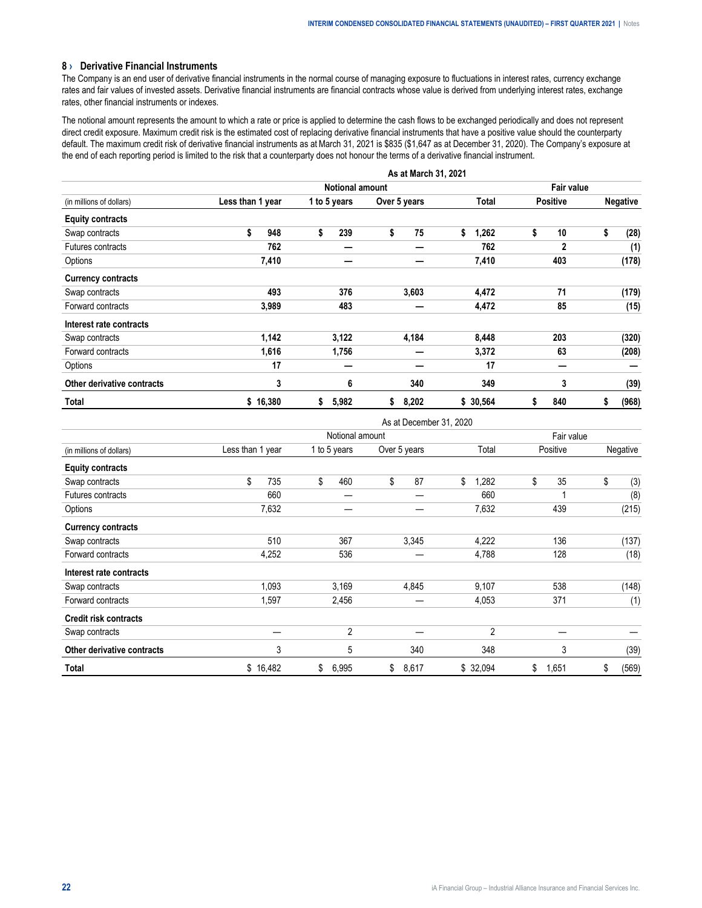## 8 › Derivative Financial Instruments

The Company is an end user of derivative financial instruments in the normal course of managing exposure to fluctuations in interest rates, currency exchange rates and fair values of invested assets. Derivative financial instruments are financial contracts whose value is derived from underlying interest rates, exchange rates, other financial instruments or indexes.

The notional amount represents the amount to which a rate or price is applied to determine the cash flows to be exchanged periodically and does not represent direct credit exposure. Maximum credit risk is the estimated cost of replacing derivative financial instruments that have a positive value should the counterparty default. The maximum credit risk of derivative financial instruments as at March 31, 2021 is $835 ($1,647 as at December 31, 2020). The Company's exposure at the end of each reporting period is limited to the risk that a counterparty does not honour the terms of a derivative financial instrument.

| | As at March 31, 2021 | | | | | |
|---|---|---|---|---|---|---|
| | Notional amount | | | | Fair value | |
| (in millions of dollars) | Less than 1 year | 1 to 5 years | Over 5 years | Total | Positive | Negative |
| **Equity contracts** | | | | | | |
| Swap contracts | $ 948 | $ 239 | $ 75 | $ 1,262 | $ 10 | $ (28) |
| Futures contracts | 762 | — | — | 762 | 2 | (1) |
| Options | 7,410 | — | — | 7,410 | 403 | (178) |
| **Currency contracts** | | | | | | |
| Swap contracts | 493 | 376 | 3,603 | 4,472 | 71 | (179) |
| Forward contracts | 3,989 | 483 | — | 4,472 | 85 | (15) |
| **Interest rate contracts** | | | | | | |
| Swap contracts | 1,142 | 3,122 | 4,184 | 8,448 | 203 | (320) |
| Forward contracts | 1,616 | 1,756 | — | 3,372 | 63 | (208) |
| Options | 17 | — | — | 17 | — | — |
| **Other derivative contracts** | 3 | 6 | 340 | 349 | 3 | (39) |
| **Total** | $ 16,380 | $ 5,982 | $ 8,202 | $ 30,564 | $ 840 | $ (968) |

| | As at December 31, 2020 | | | | | |
|---|---|---|---|---|---|---|
| | Notional amount | | | | Fair value | |
| (in millions of dollars) | Less than 1 year | 1 to 5 years | Over 5 years | Total | Positive | Negative |
| **Equity contracts** | | | | | | |
| Swap contracts | $ 735 | $ 460 | $ 87 | $ 1,282 | $ 35 | $ (3) |
| Futures contracts | 660 | — | — | 660 | 1 | (8) |
| Options | 7,632 | — | — | 7,632 | 439 | (215) |
| **Currency contracts** | | | | | | |
| Swap contracts | 510 | 367 | 3,345 | 4,222 | 136 | (137) |
| Forward contracts | 4,252 | 536 | — | 4,788 | 128 | (18) |
| **Interest rate contracts** | | | | | | |
| Swap contracts | 1,093 | 3,169 | 4,845 | 9,107 | 538 | (148) |
| Forward contracts | 1,597 | 2,456 | — | 4,053 | 371 | (1) |
| **Credit risk contracts** | | | | | | |
| Swap contracts | — | 2 | — | 2 | — | — |
| **Other derivative contracts** | 3 | 5 | 340 | 348 | 3 | (39) |
| **Total** | $ 16,482 | $ 6,995 | $ 8,617 | $ 32,094 | $ 1,651 | $ (569) |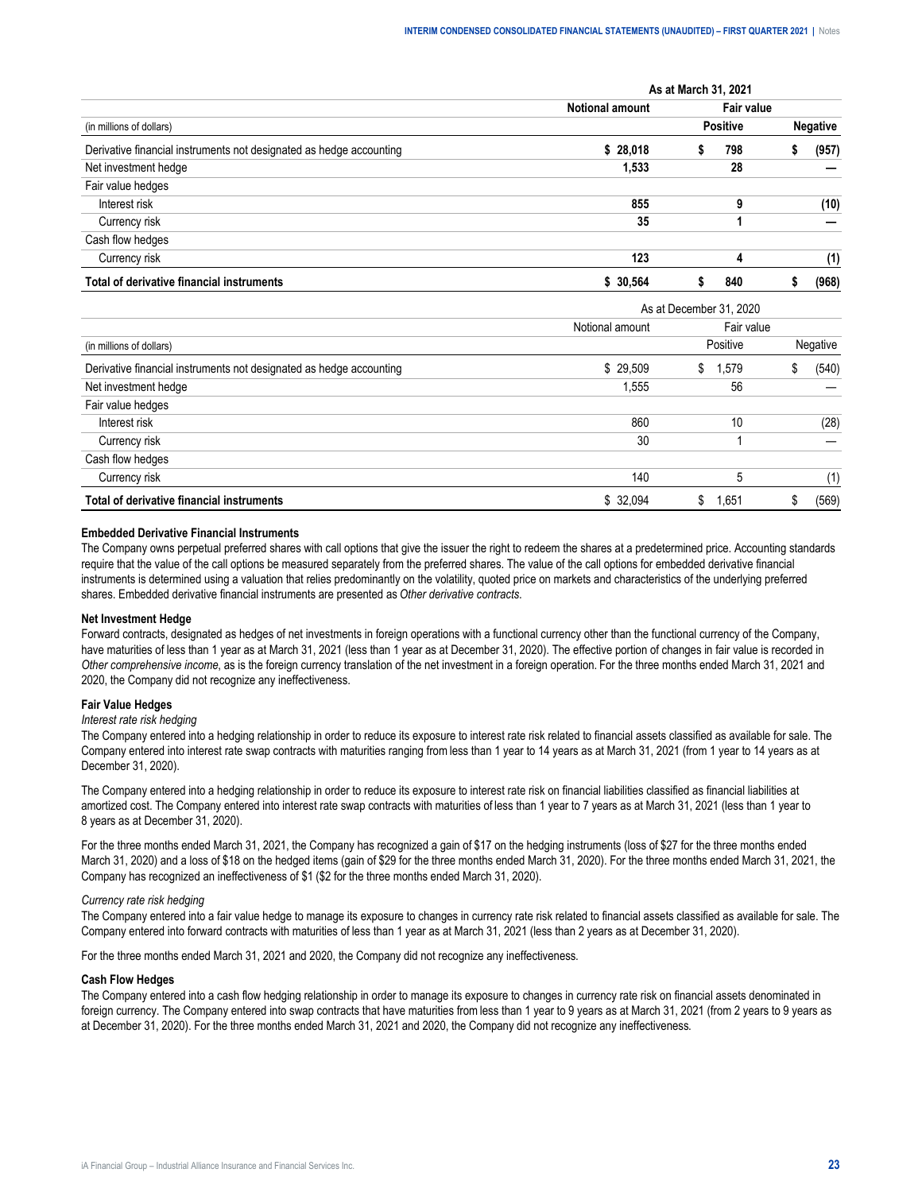| | As at March 31, 2021 | | |
|---|---|---|---|
| | **Notional amount** | **Fair value** | |
| (in millions of dollars) | | **Positive** | **Negative** |
| Derivative financial instruments not designated as hedge accounting | **$ 28,018** | **$ 798** | **$ (957)** |
| Net investment hedge | **1,533** | **28** | **—** |
| Fair value hedges | | | |
| Interest risk | **855** | **9** | **(10)** |
| Currency risk | **35** | **1** | **—** |
| Cash flow hedges | | | |
| Currency risk | **123** | **4** | **(1)** |
| **Total of derivative financial instruments** | **$ 30,564** | **$ 840** | **$ (968)** |

| | As at December 31, 2020 | | |
|---|---|---|---|
| | Notional amount | Fair value | |
| (in millions of dollars) | | Positive | Negative |
| Derivative financial instruments not designated as hedge accounting | $ 29,509 | $ 1,579 | $ (540) |
| Net investment hedge | 1,555 | 56 | — |
| Fair value hedges | | | |
| Interest risk | 860 | 10 | (28) |
| Currency risk | 30 | 1 | — |
| Cash flow hedges | | | |
| Currency risk | 140 | 5 | (1) |
| **Total of derivative financial instruments** | $ 32,094 | $ 1,651 | $ (569) |

**Embedded Derivative Financial Instruments**

The Company owns perpetual preferred shares with call options that give the issuer the right to redeem the shares at a predetermined price. Accounting standards require that the value of the call options be measured separately from the preferred shares. The value of the call options for embedded derivative financial instruments is determined using a valuation that relies predominantly on the volatility, quoted price on markets and characteristics of the underlying preferred shares. Embedded derivative financial instruments are presented as *Other derivative contracts*.

**Net Investment Hedge**

Forward contracts, designated as hedges of net investments in foreign operations with a functional currency other than the functional currency of the Company, have maturities of less than 1 year as at March 31, 2021 (less than 1 year as at December 31, 2020). The effective portion of changes in fair value is recorded in *Other comprehensive income*, as is the foreign currency translation of the net investment in a foreign operation. For the three months ended March 31, 2021 and 2020, the Company did not recognize any ineffectiveness.

**Fair Value Hedges**

*Interest rate risk hedging*

The Company entered into a hedging relationship in order to reduce its exposure to interest rate risk related to financial assets classified as available for sale. The Company entered into interest rate swap contracts with maturities ranging from less than 1 year to 14 years as at March 31, 2021 (from 1 year to 14 years as at December 31, 2020).

The Company entered into a hedging relationship in order to reduce its exposure to interest rate risk on financial liabilities classified as financial liabilities at amortized cost. The Company entered into interest rate swap contracts with maturities of less than 1 year to 7 years as at March 31, 2021 (less than 1 year to 8 years as at December 31, 2020).

For the three months ended March 31, 2021, the Company has recognized a gain of $17 on the hedging instruments (loss of $27 for the three months ended March 31, 2020) and a loss of $18 on the hedged items (gain of $29 for the three months ended March 31, 2020). For the three months ended March 31, 2021, the Company has recognized an ineffectiveness of $1 ($2 for the three months ended March 31, 2020).

*Currency rate risk hedging*

The Company entered into a fair value hedge to manage its exposure to changes in currency rate risk related to financial assets classified as available for sale. The Company entered into forward contracts with maturities of less than 1 year as at March 31, 2021 (less than 2 years as at December 31, 2020).

For the three months ended March 31, 2021 and 2020, the Company did not recognize any ineffectiveness.

**Cash Flow Hedges**

The Company entered into a cash flow hedging relationship in order to manage its exposure to changes in currency rate risk on financial assets denominated in foreign currency. The Company entered into swap contracts that have maturities from less than 1 year to 9 years as at March 31, 2021 (from 2 years to 9 years as at December 31, 2020). For the three months ended March 31, 2021 and 2020, the Company did not recognize any ineffectiveness.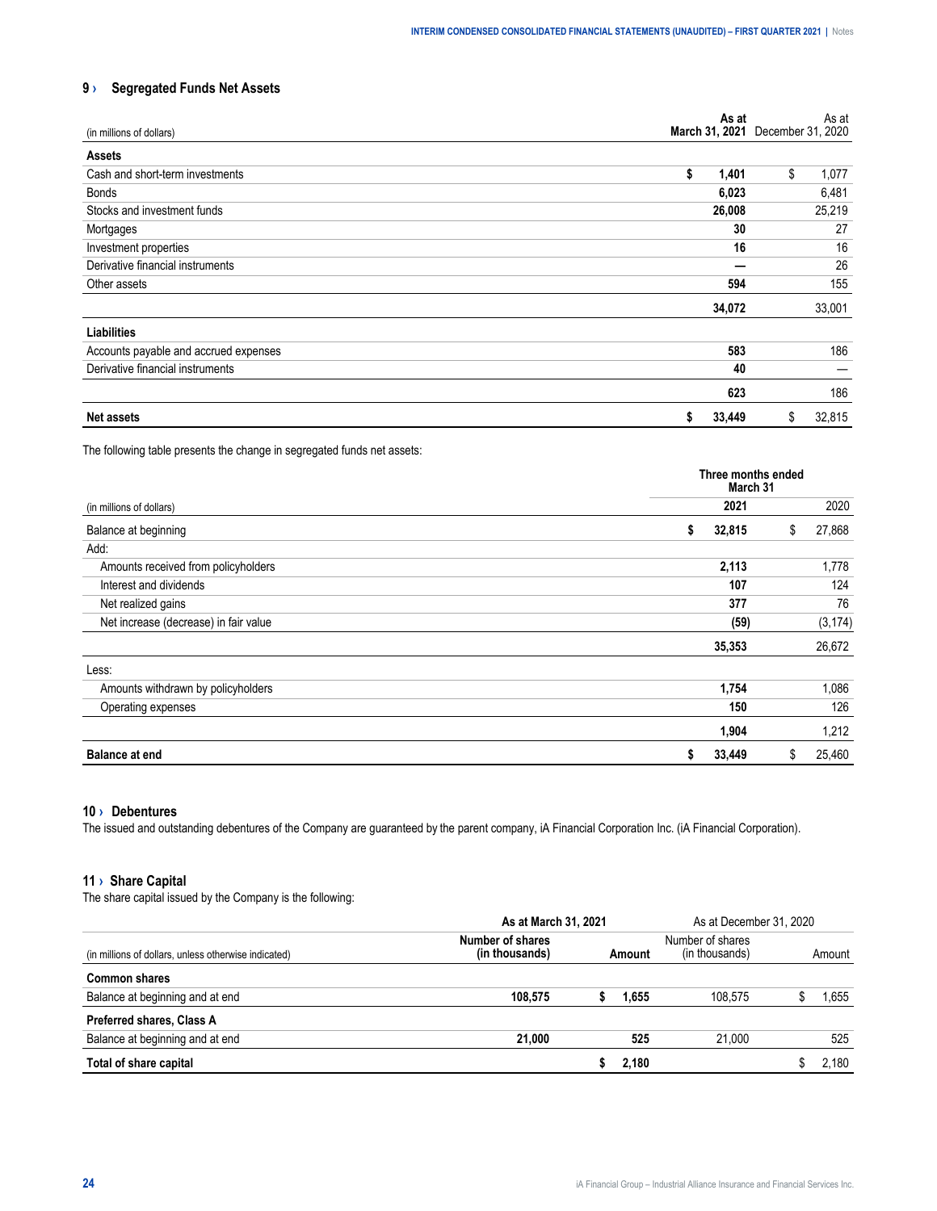## 9 › Segregated Funds Net Assets

| (in millions of dollars) | As at March 31, 2021 | As at December 31, 2020 |
|---|---|---|
| **Assets** | | |
| Cash and short-term investments | $ 1,401 | $ 1,077 |
| Bonds | 6,023 | 6,481 |
| Stocks and investment funds | 26,008 | 25,219 |
| Mortgages | 30 | 27 |
| Investment properties | 16 | 16 |
| Derivative financial instruments | — | 26 |
| Other assets | 594 | 155 |
| | 34,072 | 33,001 |
| **Liabilities** | | |
| Accounts payable and accrued expenses | 583 | 186 |
| Derivative financial instruments | 40 | — |
| | 623 | 186 |
| **Net assets** | $ 33,449 | $ 32,815 |

The following table presents the change in segregated funds net assets:

| | Three months ended March 31 | |
|---|---|---|
| (in millions of dollars) | 2021 | 2020 |
| Balance at beginning | $ 32,815 | $ 27,868 |
| Add: | | |
| Amounts received from policyholders | 2,113 | 1,778 |
| Interest and dividends | 107 | 124 |
| Net realized gains | 377 | 76 |
| Net increase (decrease) in fair value | (59) | (3,174) |
| | 35,353 | 26,672 |
| Less: | | |
| Amounts withdrawn by policyholders | 1,754 | 1,086 |
| Operating expenses | 150 | 126 |
| | 1,904 | 1,212 |
| **Balance at end** | $ 33,449 | $ 25,460 |

## 10 › Debentures

The issued and outstanding debentures of the Company are guaranteed by the parent company, iA Financial Corporation Inc. (iA Financial Corporation).

## 11 › Share Capital

The share capital issued by the Company is the following:

| | As at March 31, 2021 | | As at December 31, 2020 | |
|---|---|---|---|---|
| (in millions of dollars, unless otherwise indicated) | Number of shares (in thousands) | Amount | Number of shares (in thousands) | Amount |
| **Common shares** | | | | |
| Balance at beginning and at end | 108,575 | $ 1,655 | 108,575 | $ 1,655 |
| **Preferred shares, Class A** | | | | |
| Balance at beginning and at end | 21,000 | 525 | 21,000 | 525 |
| **Total of share capital** | | $ 2,180 | | $ 2,180 |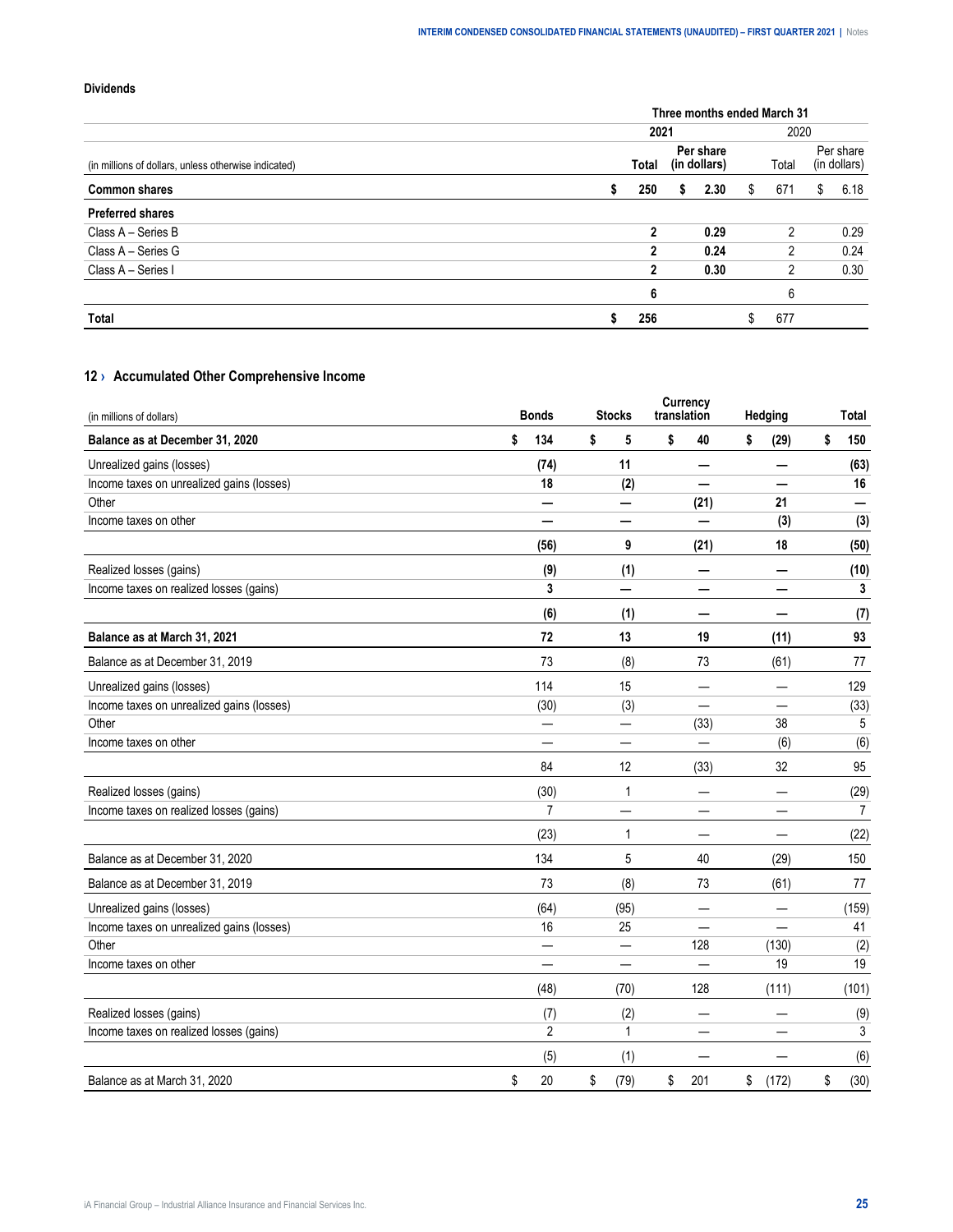**Dividends**

| (in millions of dollars, unless otherwise indicated) | Three months ended March 31 | | | |
|---|---|---|---|---|
| | 2021 | | 2020 | |
| | Total | Per share (in dollars) | Total | Per share (in dollars) |
| **Common shares** | **$ 250** | **$ 2.30** | $ 671 | $ 6.18 |
| **Preferred shares** | | | | |
| Class A – Series B | **2** | **0.29** | 2 | 0.29 |
| Class A – Series G | **2** | **0.24** | 2 | 0.24 |
| Class A – Series I | **2** | **0.30** | 2 | 0.30 |
| | **6** | | 6 | |
| **Total** | **$ 256** | | $ 677 | |

## 12 › Accumulated Other Comprehensive Income

| (in millions of dollars) | Bonds | Stocks | Currency translation | Hedging | Total |
|---|---|---|---|---|---|
| **Balance as at December 31, 2020** | **$ 134** | **$ 5** | **$ 40** | **$ (29)** | **$ 150** |
| Unrealized gains (losses) | **(74)** | **11** | **—** | **—** | **(63)** |
| Income taxes on unrealized gains (losses) | **18** | **(2)** | **—** | **—** | **16** |
| Other | **—** | **—** | **(21)** | **21** | **—** |
| Income taxes on other | **—** | **—** | **—** | **(3)** | **(3)** |
| | **(56)** | **9** | **(21)** | **18** | **(50)** |
| Realized losses (gains) | **(9)** | **(1)** | **—** | **—** | **(10)** |
| Income taxes on realized losses (gains) | **3** | **—** | **—** | **—** | **3** |
| | **(6)** | **(1)** | **—** | **—** | **(7)** |
| **Balance as at March 31, 2021** | **72** | **13** | **19** | **(11)** | **93** |
| Balance as at December 31, 2019 | 73 | (8) | 73 | (61) | 77 |
| Unrealized gains (losses) | 114 | 15 | — | — | 129 |
| Income taxes on unrealized gains (losses) | (30) | (3) | — | — | (33) |
| Other | — | — | (33) | 38 | 5 |
| Income taxes on other | — | — | — | (6) | (6) |
| | 84 | 12 | (33) | 32 | 95 |
| Realized losses (gains) | (30) | 1 | — | — | (29) |
| Income taxes on realized losses (gains) | 7 | — | — | — | 7 |
| | (23) | 1 | — | — | (22) |
| Balance as at December 31, 2020 | 134 | 5 | 40 | (29) | 150 |
| Balance as at December 31, 2019 | 73 | (8) | 73 | (61) | 77 |
| Unrealized gains (losses) | (64) | (95) | — | — | (159) |
| Income taxes on unrealized gains (losses) | 16 | 25 | — | — | 41 |
| Other | — | — | 128 | (130) | (2) |
| Income taxes on other | — | — | — | 19 | 19 |
| | (48) | (70) | 128 | (111) | (101) |
| Realized losses (gains) | (7) | (2) | — | — | (9) |
| Income taxes on realized losses (gains) | 2 | 1 | — | — | 3 |
| | (5) | (1) | — | — | (6) |
| Balance as at March 31, 2020 | $ 20 | $ (79) | $ 201 | $ (172) | $ (30) |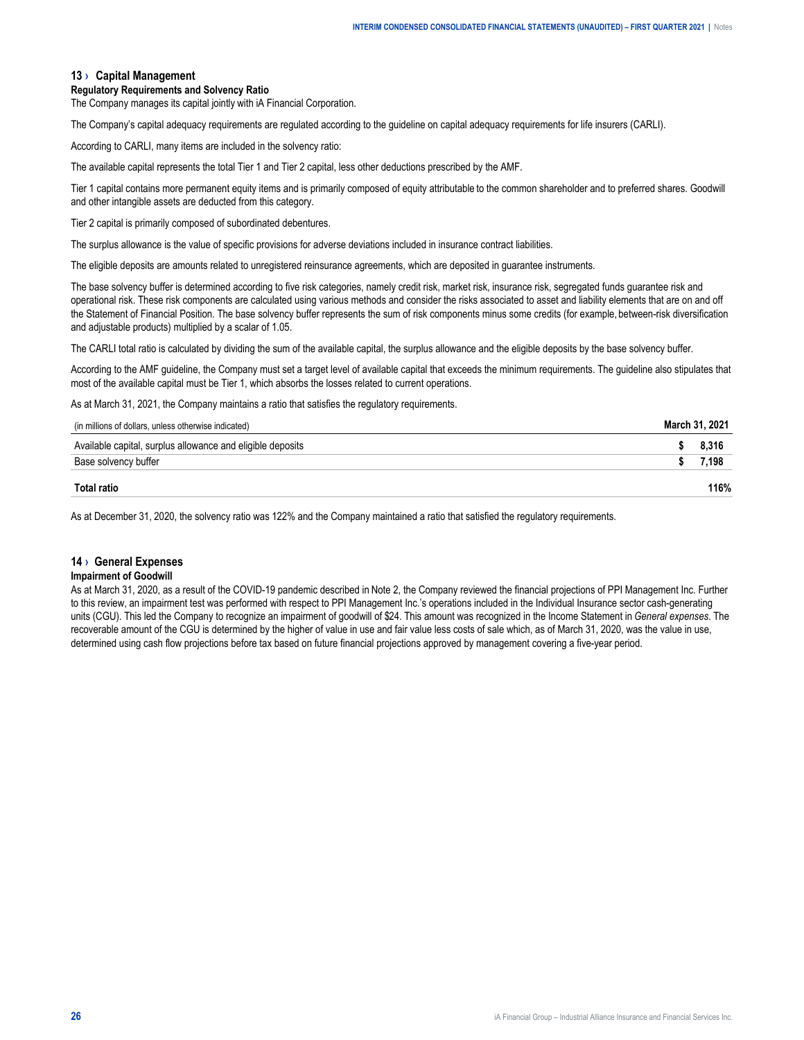## 13 › Capital Management

**Regulatory Requirements and Solvency Ratio**

The Company manages its capital jointly with iA Financial Corporation.

The Company's capital adequacy requirements are regulated according to the guideline on capital adequacy requirements for life insurers (CARLI).

According to CARLI, many items are included in the solvency ratio:

The available capital represents the total Tier 1 and Tier 2 capital, less other deductions prescribed by the AMF.

Tier 1 capital contains more permanent equity items and is primarily composed of equity attributable to the common shareholder and to preferred shares. Goodwill and other intangible assets are deducted from this category.

Tier 2 capital is primarily composed of subordinated debentures.

The surplus allowance is the value of specific provisions for adverse deviations included in insurance contract liabilities.

The eligible deposits are amounts related to unregistered reinsurance agreements, which are deposited in guarantee instruments.

The base solvency buffer is determined according to five risk categories, namely credit risk, market risk, insurance risk, segregated funds guarantee risk and operational risk. These risk components are calculated using various methods and consider the risks associated to asset and liability elements that are on and off the Statement of Financial Position. The base solvency buffer represents the sum of risk components minus some credits (for example, between-risk diversification and adjustable products) multiplied by a scalar of 1.05.

The CARLI total ratio is calculated by dividing the sum of the available capital, the surplus allowance and the eligible deposits by the base solvency buffer.

According to the AMF guideline, the Company must set a target level of available capital that exceeds the minimum requirements. The guideline also stipulates that most of the available capital must be Tier 1, which absorbs the losses related to current operations.

As at March 31, 2021, the Company maintains a ratio that satisfies the regulatory requirements.

| (in millions of dollars, unless otherwise indicated) | March 31, 2021 |
|---|---|
| Available capital, surplus allowance and eligible deposits | $ 8,316 |
| Base solvency buffer | $ 7,198 |
| **Total ratio** | **116%** |

As at December 31, 2020, the solvency ratio was 122% and the Company maintained a ratio that satisfied the regulatory requirements.

## 14 › General Expenses

**Impairment of Goodwill**

As at March 31, 2020, as a result of the COVID-19 pandemic described in Note 2, the Company reviewed the financial projections of PPI Management Inc. Further to this review, an impairment test was performed with respect to PPI Management Inc.'s operations included in the Individual Insurance sector cash-generating units (CGU). This led the Company to recognize an impairment of goodwill of $24. This amount was recognized in the Income Statement in *General expenses*. The recoverable amount of the CGU is determined by the higher of value in use and fair value less costs of sale which, as of March 31, 2020, was the value in use, determined using cash flow projections before tax based on future financial projections approved by management covering a five-year period.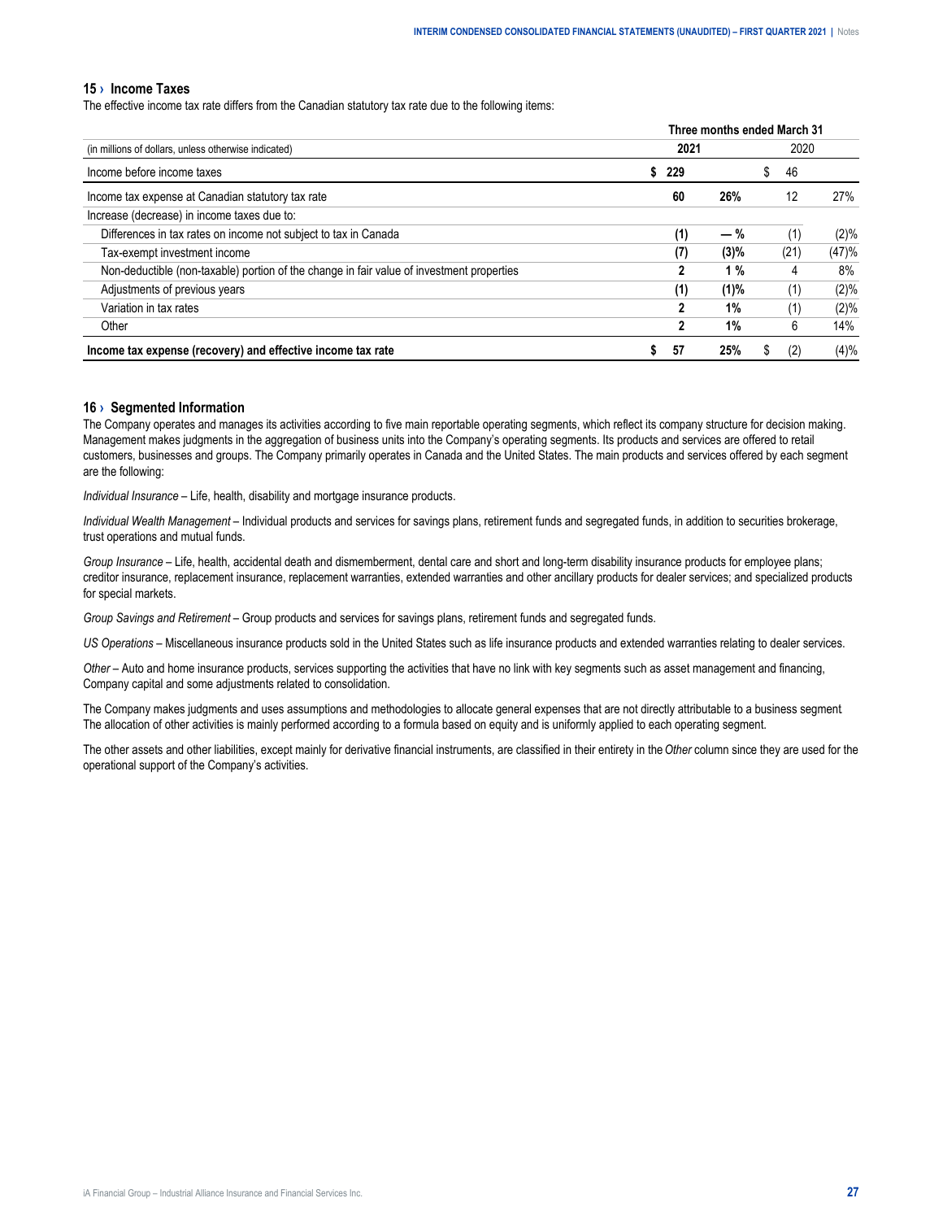## 15 › Income Taxes

The effective income tax rate differs from the Canadian statutory tax rate due to the following items:

| | Three months ended March 31 | | | |
|---|---|---|---|---|
| (in millions of dollars, unless otherwise indicated) | **2021** | | 2020 | |
| Income before income taxes | **$ 229** | | $ 46 | |
| Income tax expense at Canadian statutory tax rate | **60** | **26%** | 12 | 27% |
| Increase (decrease) in income taxes due to: | | | | |
| Differences in tax rates on income not subject to tax in Canada | **(1)** | **— %** | (1) | (2)% |
| Tax-exempt investment income | **(7)** | **(3)%** | (21) | (47)% |
| Non-deductible (non-taxable) portion of the change in fair value of investment properties | **2** | **1 %** | 4 | 8% |
| Adjustments of previous years | **(1)** | **(1)%** | (1) | (2)% |
| Variation in tax rates | **2** | **1%** | (1) | (2)% |
| Other | **2** | **1%** | 6 | 14% |
| **Income tax expense (recovery) and effective income tax rate** | **$ 57** | **25%** | $ (2) | (4)% |

## 16 › Segmented Information

The Company operates and manages its activities according to five main reportable operating segments, which reflect its company structure for decision making. Management makes judgments in the aggregation of business units into the Company's operating segments. Its products and services are offered to retail customers, businesses and groups. The Company primarily operates in Canada and the United States. The main products and services offered by each segment are the following:

*Individual Insurance* – Life, health, disability and mortgage insurance products.

*Individual Wealth Management* – Individual products and services for savings plans, retirement funds and segregated funds, in addition to securities brokerage, trust operations and mutual funds.

*Group Insurance* – Life, health, accidental death and dismemberment, dental care and short and long-term disability insurance products for employee plans; creditor insurance, replacement insurance, replacement warranties, extended warranties and other ancillary products for dealer services; and specialized products for special markets.

*Group Savings and Retirement* – Group products and services for savings plans, retirement funds and segregated funds.

*US Operations* – Miscellaneous insurance products sold in the United States such as life insurance products and extended warranties relating to dealer services.

*Other* – Auto and home insurance products, services supporting the activities that have no link with key segments such as asset management and financing, Company capital and some adjustments related to consolidation.

The Company makes judgments and uses assumptions and methodologies to allocate general expenses that are not directly attributable to a business segment. The allocation of other activities is mainly performed according to a formula based on equity and is uniformly applied to each operating segment.

The other assets and other liabilities, except mainly for derivative financial instruments, are classified in their entirety in the *Other* column since they are used for the operational support of the Company's activities.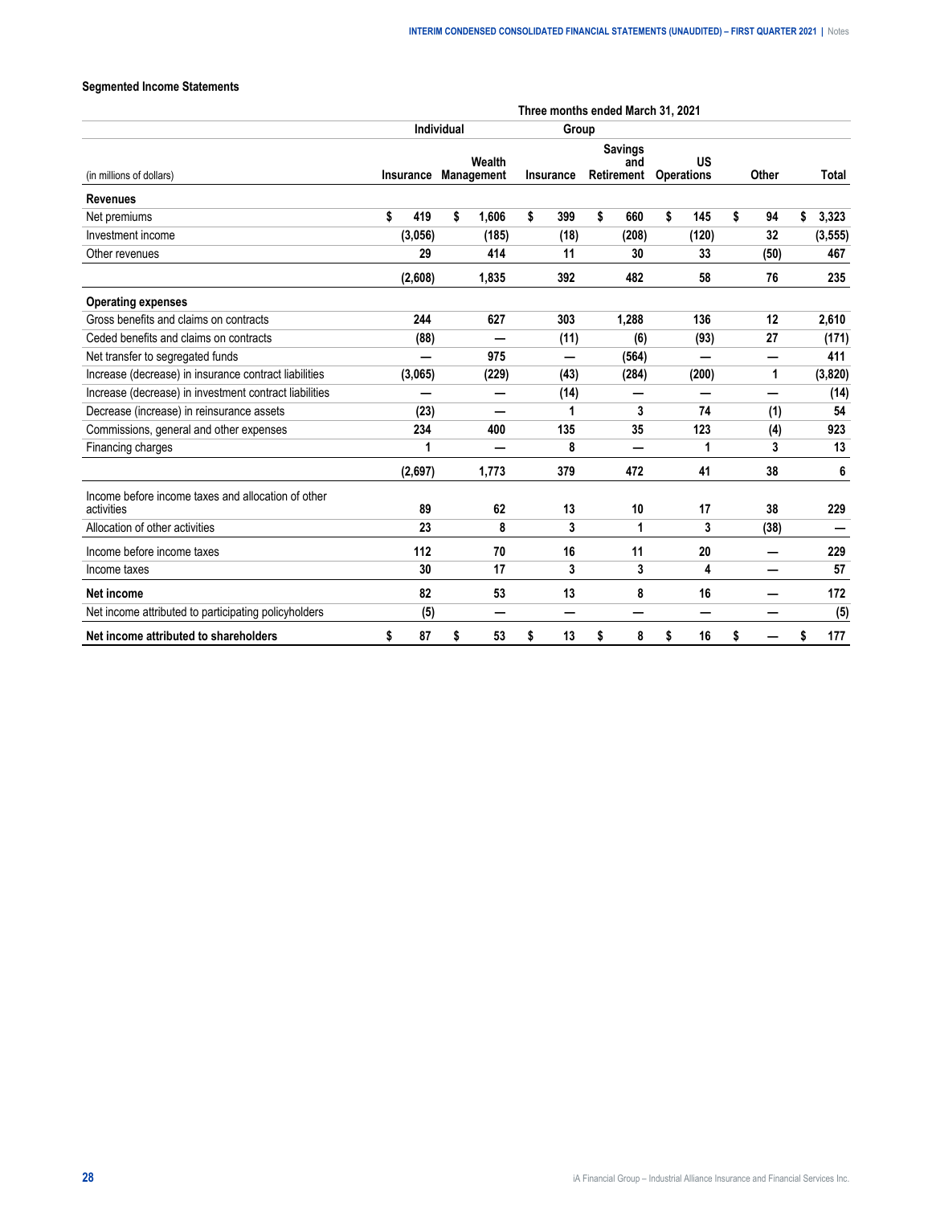### Segmented Income Statements

| | Three months ended March 31, 2021 | | | | | | |
|---|---|---|---|---|---|---|---|
| | Individual | | Group | | | | |
| (in millions of dollars) | Insurance | Wealth Management | Insurance | Savings and Retirement | US Operations | Other | Total |
| **Revenues** | | | | | | | |
| Net premiums | $ 419 | $ 1,606 | $ 399 | $ 660 | $ 145 | $ 94 | $ 3,323 |
| Investment income | (3,056) | (185) | (18) | (208) | (120) | 32 | (3,555) |
| Other revenues | 29 | 414 | 11 | 30 | 33 | (50) | 467 |
| | (2,608) | 1,835 | 392 | 482 | 58 | 76 | 235 |
| **Operating expenses** | | | | | | | |
| Gross benefits and claims on contracts | 244 | 627 | 303 | 1,288 | 136 | 12 | 2,610 |
| Ceded benefits and claims on contracts | (88) | — | (11) | (6) | (93) | 27 | (171) |
| Net transfer to segregated funds | — | 975 | — | (564) | — | — | 411 |
| Increase (decrease) in insurance contract liabilities | (3,065) | (229) | (43) | (284) | (200) | 1 | (3,820) |
| Increase (decrease) in investment contract liabilities | — | — | (14) | — | — | — | (14) |
| Decrease (increase) in reinsurance assets | (23) | — | 1 | 3 | 74 | (1) | 54 |
| Commissions, general and other expenses | 234 | 400 | 135 | 35 | 123 | (4) | 923 |
| Financing charges | 1 | — | 8 | — | 1 | 3 | 13 |
| | (2,697) | 1,773 | 379 | 472 | 41 | 38 | 6 |
| Income before income taxes and allocation of other activities | 89 | 62 | 13 | 10 | 17 | 38 | 229 |
| Allocation of other activities | 23 | 8 | 3 | 1 | 3 | (38) | — |
| Income before income taxes | 112 | 70 | 16 | 11 | 20 | — | 229 |
| Income taxes | 30 | 17 | 3 | 3 | 4 | — | 57 |
| **Net income** | 82 | 53 | 13 | 8 | 16 | — | 172 |
| Net income attributed to participating policyholders | (5) | — | — | — | — | — | (5) |
| **Net income attributed to shareholders** | $ 87 | $ 53 | $ 13 | $ 8 | $ 16 | $ — | $ 177 |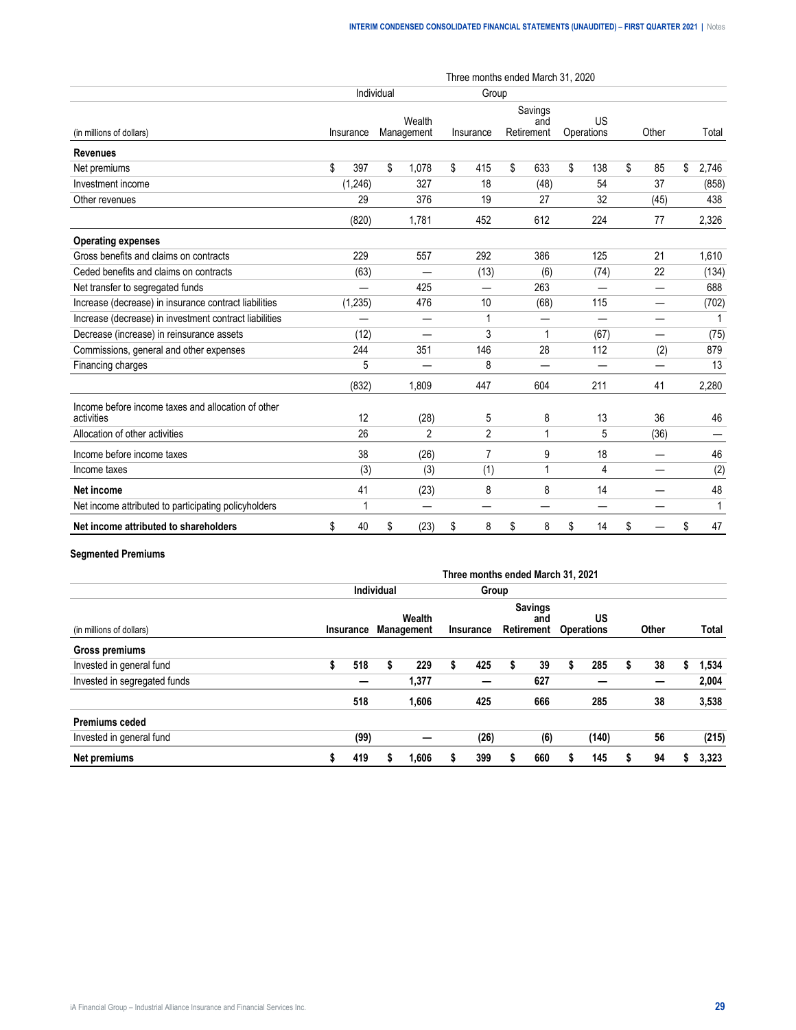| | Three months ended March 31, 2020 | | | | | | |
|---|---|---|---|---|---|---|---|
| | Individual | | Group | | | | |
| (in millions of dollars) | Insurance | Wealth Management | Insurance | Savings and Retirement | US Operations | Other | Total |
| **Revenues** | | | | | | | |
| Net premiums | $ 397 | $ 1,078 | $ 415 | $ 633 | $ 138 | $ 85 | $ 2,746 |
| Investment income | (1,246) | 327 | 18 | (48) | 54 | 37 | (858) |
| Other revenues | 29 | 376 | 19 | 27 | 32 | (45) | 438 |
| | (820) | 1,781 | 452 | 612 | 224 | 77 | 2,326 |
| **Operating expenses** | | | | | | | |
| Gross benefits and claims on contracts | 229 | 557 | 292 | 386 | 125 | 21 | 1,610 |
| Ceded benefits and claims on contracts | (63) | — | (13) | (6) | (74) | 22 | (134) |
| Net transfer to segregated funds | — | 425 | — | 263 | — | — | 688 |
| Increase (decrease) in insurance contract liabilities | (1,235) | 476 | 10 | (68) | 115 | — | (702) |
| Increase (decrease) in investment contract liabilities | — | — | 1 | — | — | — | 1 |
| Decrease (increase) in reinsurance assets | (12) | — | 3 | 1 | (67) | — | (75) |
| Commissions, general and other expenses | 244 | 351 | 146 | 28 | 112 | (2) | 879 |
| Financing charges | 5 | — | 8 | — | — | — | 13 |
| | (832) | 1,809 | 447 | 604 | 211 | 41 | 2,280 |
| Income before income taxes and allocation of other activities | 12 | (28) | 5 | 8 | 13 | 36 | 46 |
| Allocation of other activities | 26 | 2 | 2 | 1 | 5 | (36) | — |
| Income before income taxes | 38 | (26) | 7 | 9 | 18 | — | 46 |
| Income taxes | (3) | (3) | (1) | 1 | 4 | — | (2) |
| **Net income** | 41 | (23) | 8 | 8 | 14 | — | 48 |
| Net income attributed to participating policyholders | 1 | — | — | — | — | — | 1 |
| **Net income attributed to shareholders** | $ 40 | $ (23) | $ 8 | $ 8 | $ 14 | $ — | $ 47 |

**Segmented Premiums**

| | **Three months ended March 31, 2021** | | | | | | |
|---|---|---|---|---|---|---|---|
| | **Individual** | | **Group** | | | | |
| (in millions of dollars) | **Insurance** | **Wealth Management** | **Insurance** | **Savings and Retirement** | **US Operations** | **Other** | **Total** |
| **Gross premiums** | | | | | | | |
| Invested in general fund | **$ 518** | **$ 229** | **$ 425** | **$ 39** | **$ 285** | **$ 38** | **$ 1,534** |
| Invested in segregated funds | **—** | **1,377** | **—** | **627** | **—** | **—** | **2,004** |
| | **518** | **1,606** | **425** | **666** | **285** | **38** | **3,538** |
| **Premiums ceded** | | | | | | | |
| Invested in general fund | **(99)** | **—** | **(26)** | **(6)** | **(140)** | **56** | **(215)** |
| **Net premiums** | **$ 419** | **$ 1,606** | **$ 399** | **$ 660** | **$ 145** | **$ 94** | **$ 3,323** |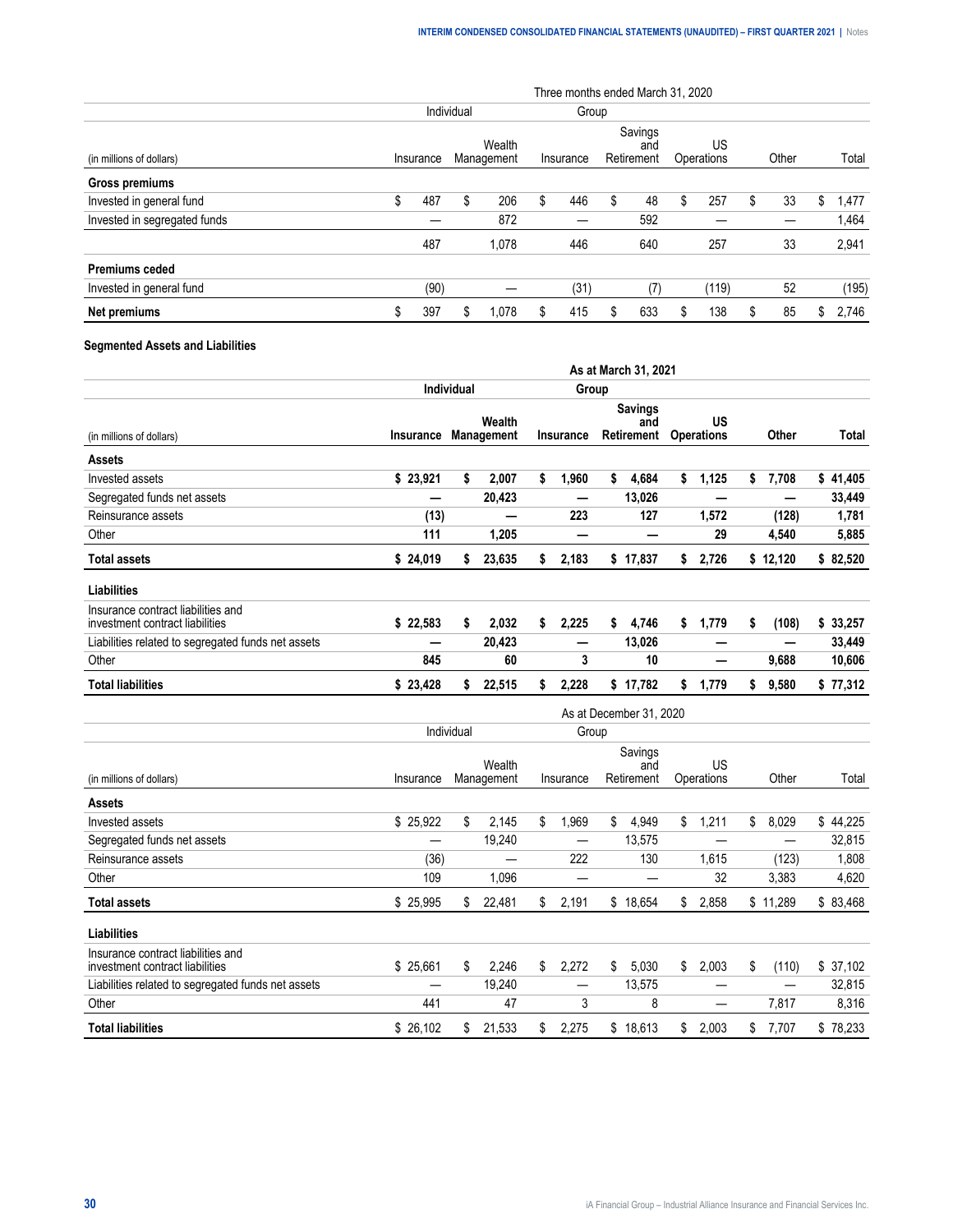| | Three months ended March 31, 2020 | | | | | | |
|---|---|---|---|---|---|---|---|
| | Individual | | Group | | | | |
| (in millions of dollars) | Insurance | Wealth Management | Insurance | Savings and Retirement | US Operations | Other | Total |
| **Gross premiums** | | | | | | | |
| Invested in general fund | $ 487 | $ 206 | $ 446 | $ 48 | $ 257 | $ 33 | $ 1,477 |
| Invested in segregated funds | — | 872 | — | 592 | — | — | 1,464 |
| | 487 | 1,078 | 446 | 640 | 257 | 33 | 2,941 |
| **Premiums ceded** | | | | | | | |
| Invested in general fund | (90) | — | (31) | (7) | (119) | 52 | (195) |
| **Net premiums** | $ 397 | $ 1,078 | $ 415 | $ 633 | $ 138 | $ 85 | $ 2,746 |

**Segmented Assets and Liabilities**

| | **As at March 31, 2021** | | | | | | |
|---|---|---|---|---|---|---|---|
| | **Individual** | | **Group** | | | | |
| (in millions of dollars) | **Insurance** | **Wealth Management** | **Insurance** | **Savings and Retirement** | **US Operations** | **Other** | **Total** |
| **Assets** | | | | | | | |
| Invested assets | **$ 23,921** | **$ 2,007** | **$ 1,960** | **$ 4,684** | **$ 1,125** | **$ 7,708** | **$ 41,405** |
| Segregated funds net assets | **—** | **20,423** | **—** | **13,026** | **—** | **—** | **33,449** |
| Reinsurance assets | **(13)** | **—** | **223** | **127** | **1,572** | **(128)** | **1,781** |
| Other | **111** | **1,205** | **—** | **—** | **29** | **4,540** | **5,885** |
| **Total assets** | **$ 24,019** | **$ 23,635** | **$ 2,183** | **$ 17,837** | **$ 2,726** | **$ 12,120** | **$ 82,520** |
| **Liabilities** | | | | | | | |
| Insurance contract liabilities and investment contract liabilities | **$ 22,583** | **$ 2,032** | **$ 2,225** | **$ 4,746** | **$ 1,779** | **$ (108)** | **$ 33,257** |
| Liabilities related to segregated funds net assets | **—** | **20,423** | **—** | **13,026** | **—** | **—** | **33,449** |
| Other | **845** | **60** | **3** | **10** | **—** | **9,688** | **10,606** |
| **Total liabilities** | **$ 23,428** | **$ 22,515** | **$ 2,228** | **$ 17,782** | **$ 1,779** | **$ 9,580** | **$ 77,312** |

| | As at December 31, 2020 | | | | | | |
|---|---|---|---|---|---|---|---|
| | Individual | | Group | | | | |
| (in millions of dollars) | Insurance | Wealth Management | Insurance | Savings and Retirement | US Operations | Other | Total |
| **Assets** | | | | | | | |
| Invested assets | $ 25,922 | $ 2,145 | $ 1,969 | $ 4,949 | $ 1,211 | $ 8,029 | $ 44,225 |
| Segregated funds net assets | — | 19,240 | — | 13,575 | — | — | 32,815 |
| Reinsurance assets | (36) | — | 222 | 130 | 1,615 | (123) | 1,808 |
| Other | 109 | 1,096 | — | — | 32 | 3,383 | 4,620 |
| **Total assets** | $ 25,995 | $ 22,481 | $ 2,191 | $ 18,654 | $ 2,858 | $ 11,289 | $ 83,468 |
| **Liabilities** | | | | | | | |
| Insurance contract liabilities and investment contract liabilities | $ 25,661 | $ 2,246 | $ 2,272 | $ 5,030 | $ 2,003 | $ (110) | $ 37,102 |
| Liabilities related to segregated funds net assets | — | 19,240 | — | 13,575 | — | — | 32,815 |
| Other | 441 | 47 | 3 | 8 | — | 7,817 | 8,316 |
| **Total liabilities** | $ 26,102 | $ 21,533 | $ 2,275 | $ 18,613 | $ 2,003 | $ 7,707 | $ 78,233 |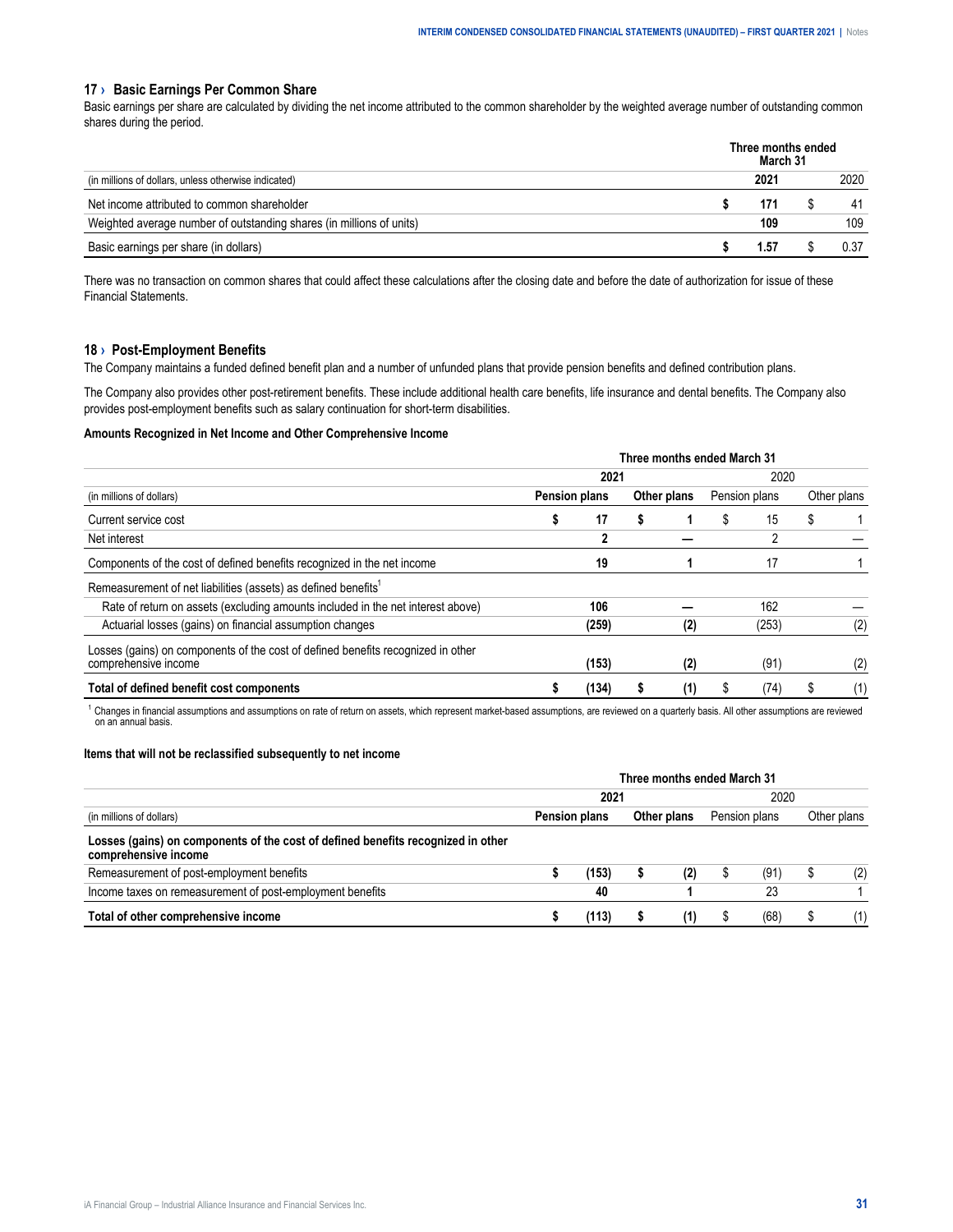## 17 › Basic Earnings Per Common Share

Basic earnings per share are calculated by dividing the net income attributed to the common shareholder by the weighted average number of outstanding common shares during the period.

| | Three months ended March 31 | |
|---|---|---|
| (in millions of dollars, unless otherwise indicated) | **2021** | 2020 |
| Net income attributed to common shareholder | **$ 171** | $ 41 |
| Weighted average number of outstanding shares (in millions of units) | **109** | 109 |
| Basic earnings per share (in dollars) | **$ 1.57** | $ 0.37 |

There was no transaction on common shares that could affect these calculations after the closing date and before the date of authorization for issue of these Financial Statements.

## 18 › Post-Employment Benefits

The Company maintains a funded defined benefit plan and a number of unfunded plans that provide pension benefits and defined contribution plans.

The Company also provides other post-retirement benefits. These include additional health care benefits, life insurance and dental benefits. The Company also provides post-employment benefits such as salary continuation for short-term disabilities.

**Amounts Recognized in Net Income and Other Comprehensive Income**

| | Three months ended March 31 | | | |
|---|---|---|---|---|
| | **2021** | | 2020 | |
| (in millions of dollars) | **Pension plans** | **Other plans** | Pension plans | Other plans |
| Current service cost | **$ 17** | **$ 1** | $ 15 | $ 1 |
| Net interest | **2** | **—** | 2 | — |
| Components of the cost of defined benefits recognized in the net income | **19** | **1** | 17 | 1 |
| Remeasurement of net liabilities (assets) as defined benefits[1] | | | | |
| Rate of return on assets (excluding amounts included in the net interest above) | **106** | **—** | 162 | — |
| Actuarial losses (gains) on financial assumption changes | **(259)** | **(2)** | (253) | (2) |
| Losses (gains) on components of the cost of defined benefits recognized in other comprehensive income | **(153)** | **(2)** | (91) | (2) |
| **Total of defined benefit cost components** | **$ (134)** | **$ (1)** | $ (74) | $ (1) |

[1] Changes in financial assumptions and assumptions on rate of return on assets, which represent market-based assumptions, are reviewed on a quarterly basis. All other assumptions are reviewed on an annual basis.

**Items that will not be reclassified subsequently to net income**

| | Three months ended March 31 | | | |
|---|---|---|---|---|
| | **2021** | | 2020 | |
| (in millions of dollars) | **Pension plans** | **Other plans** | Pension plans | Other plans |
| **Losses (gains) on components of the cost of defined benefits recognized in other comprehensive income** | | | | |
| Remeasurement of post-employment benefits | **$ (153)** | **$ (2)** | $ (91) | $ (2) |
| Income taxes on remeasurement of post-employment benefits | **40** | **1** | 23 | 1 |
| **Total of other comprehensive income** | **$ (113)** | **$ (1)** | $ (68) | $ (1) |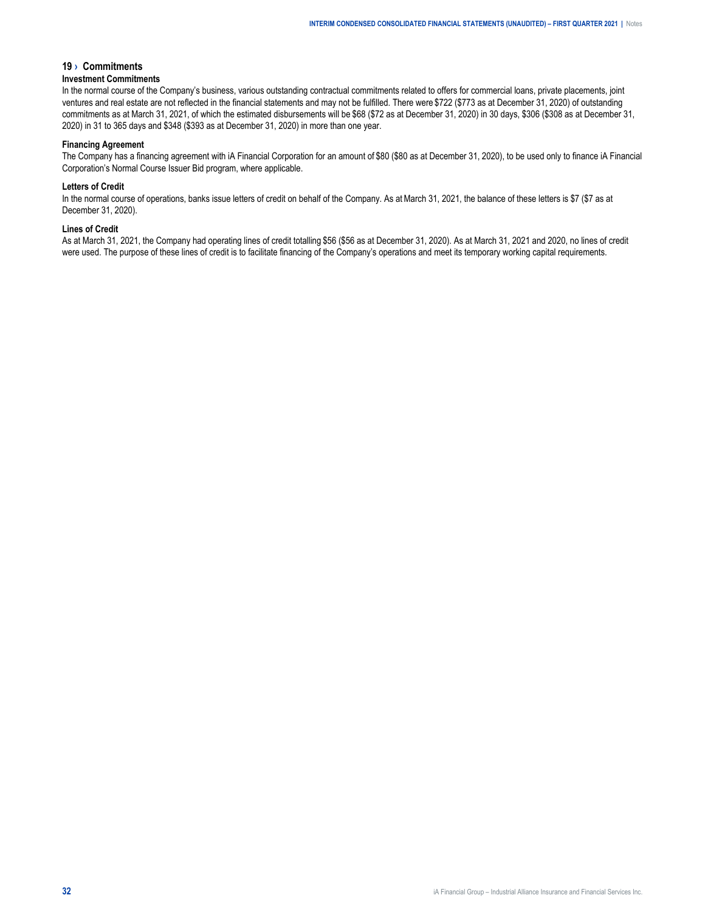## 19 › Commitments

### Investment Commitments

In the normal course of the Company's business, various outstanding contractual commitments related to offers for commercial loans, private placements, joint ventures and real estate are not reflected in the financial statements and may not be fulfilled. There were $722 ($773 as at December 31, 2020) of outstanding commitments as at March 31, 2021, of which the estimated disbursements will be $68 ($72 as at December 31, 2020) in 30 days, $306 ($308 as at December 31, 2020) in 31 to 365 days and $348 ($393 as at December 31, 2020) in more than one year.

### Financing Agreement

The Company has a financing agreement with iA Financial Corporation for an amount of $80 ($80 as at December 31, 2020), to be used only to finance iA Financial Corporation's Normal Course Issuer Bid program, where applicable.

### Letters of Credit

In the normal course of operations, banks issue letters of credit on behalf of the Company. As at March 31, 2021, the balance of these letters is $7 ($7 as at December 31, 2020).

### Lines of Credit

As at March 31, 2021, the Company had operating lines of credit totalling $56 ($56 as at December 31, 2020). As at March 31, 2021 and 2020, no lines of credit were used. The purpose of these lines of credit is to facilitate financing of the Company's operations and meet its temporary working capital requirements.